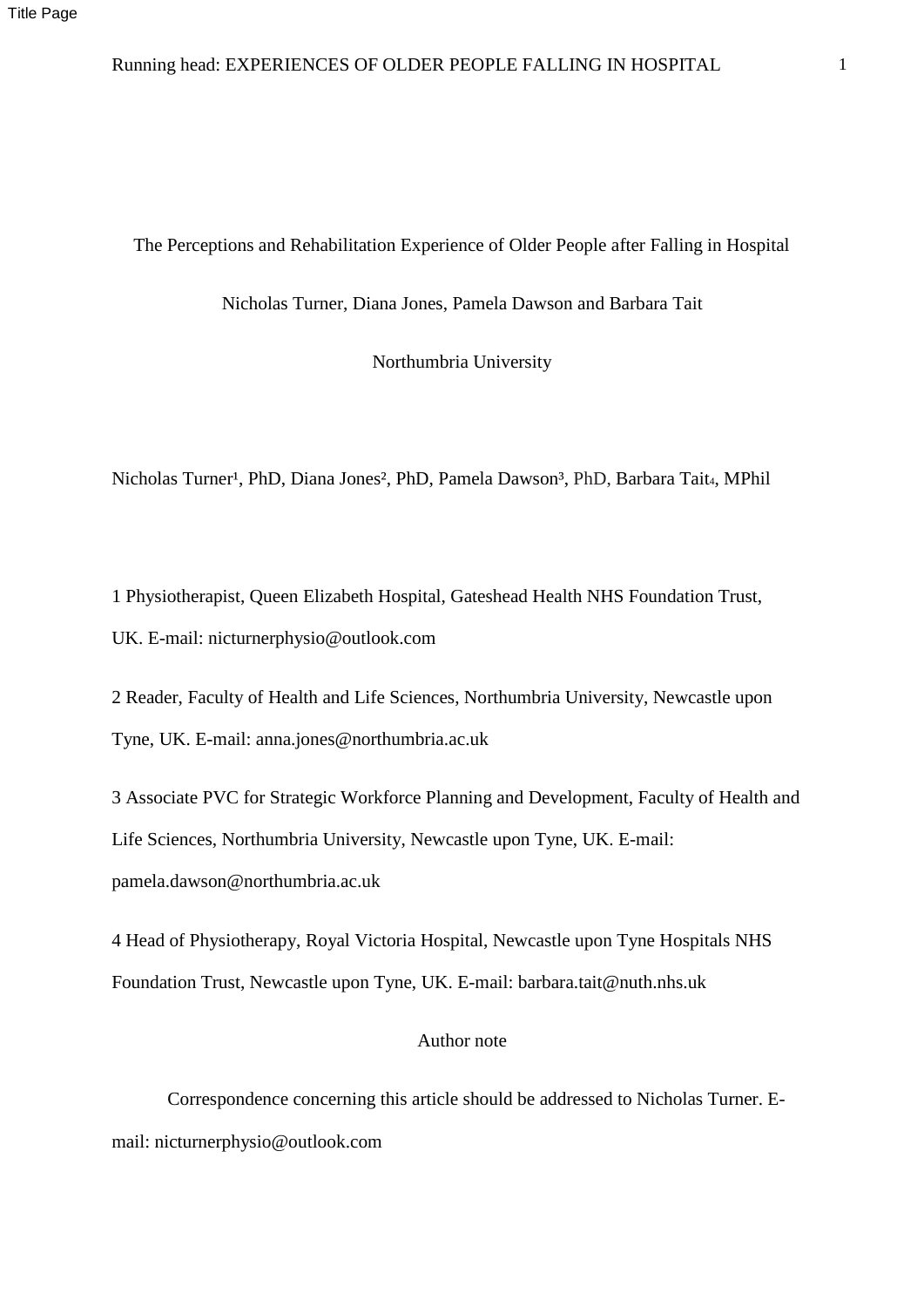Title Page

# The Perceptions and Rehabilitation Experience of Older People after Falling in Hospital

Nicholas Turner, Diana Jones, Pamela Dawson and Barbara Tait

Northumbria University

Nicholas Turner[1], PhD, Diana Jones[2], PhD, Pamela Dawson[3], PhD, Barbara Tait[4], MPhil

1 Physiotherapist, Queen Elizabeth Hospital, Gateshead Health NHS Foundation Trust, UK. E-mail: nicturnerphysio@outlook.com

2 Reader, Faculty of Health and Life Sciences, Northumbria University, Newcastle upon Tyne, UK. E-mail: anna.jones@northumbria.ac.uk

3 Associate PVC for Strategic Workforce Planning and Development, Faculty of Health and Life Sciences, Northumbria University, Newcastle upon Tyne, UK. E-mail: pamela.dawson@northumbria.ac.uk

4 Head of Physiotherapy, Royal Victoria Hospital, Newcastle upon Tyne Hospitals NHS Foundation Trust, Newcastle upon Tyne, UK. E-mail: barbara.tait@nuth.nhs.uk

Author note

Correspondence concerning this article should be addressed to Nicholas Turner. E-mail: nicturnerphysio@outlook.com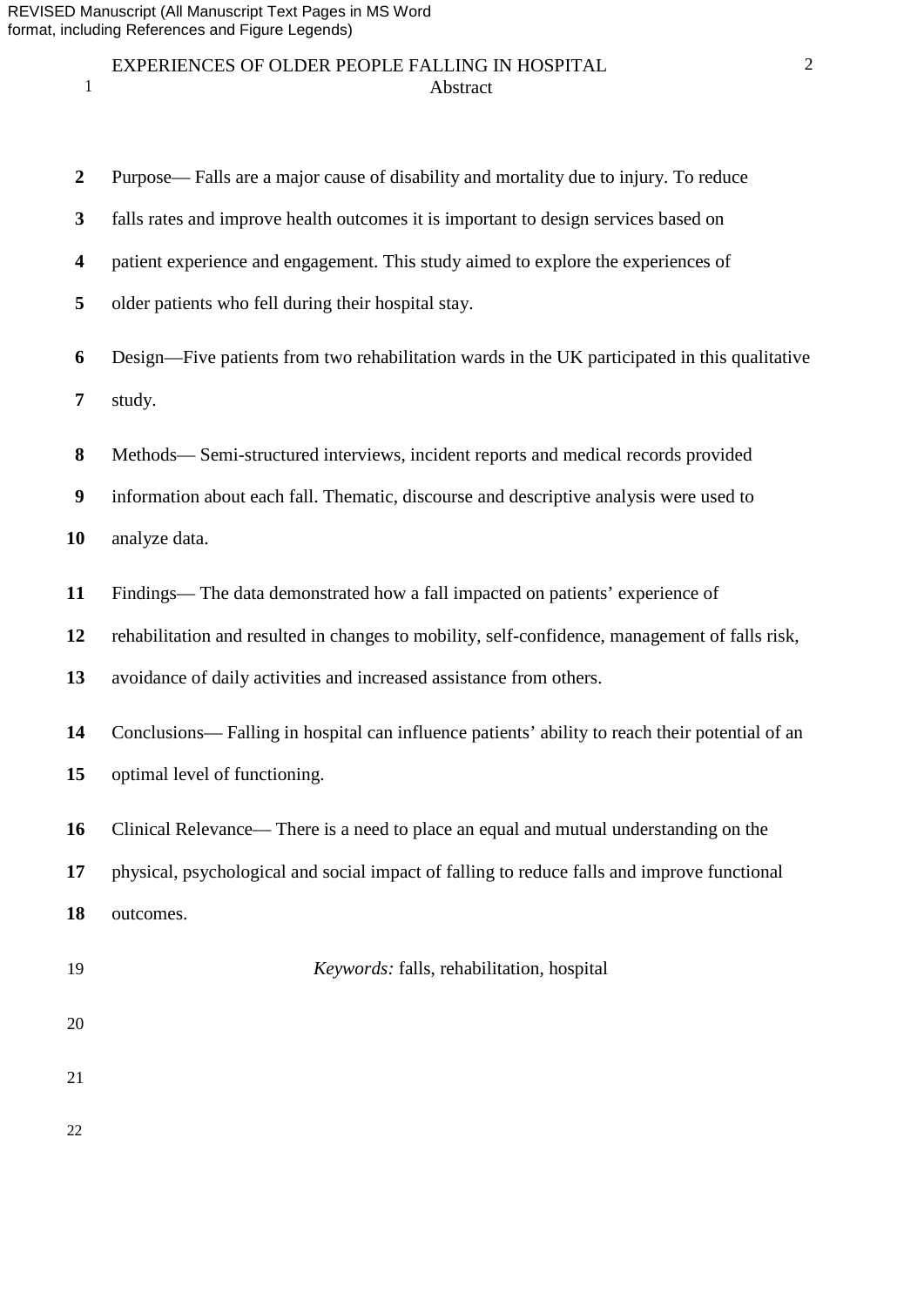## Abstract

Purpose— Falls are a major cause of disability and mortality due to injury. To reduce falls rates and improve health outcomes it is important to design services based on patient experience and engagement. This study aimed to explore the experiences of older patients who fell during their hospital stay.

Design—Five patients from two rehabilitation wards in the UK participated in this qualitative study.

Methods— Semi-structured interviews, incident reports and medical records provided information about each fall. Thematic, discourse and descriptive analysis were used to analyze data.

Findings— The data demonstrated how a fall impacted on patients' experience of rehabilitation and resulted in changes to mobility, self-confidence, management of falls risk, avoidance of daily activities and increased assistance from others.

Conclusions— Falling in hospital can influence patients' ability to reach their potential of an optimal level of functioning.

Clinical Relevance— There is a need to place an equal and mutual understanding on the physical, psychological and social impact of falling to reduce falls and improve functional outcomes.

*Keywords:* falls, rehabilitation, hospital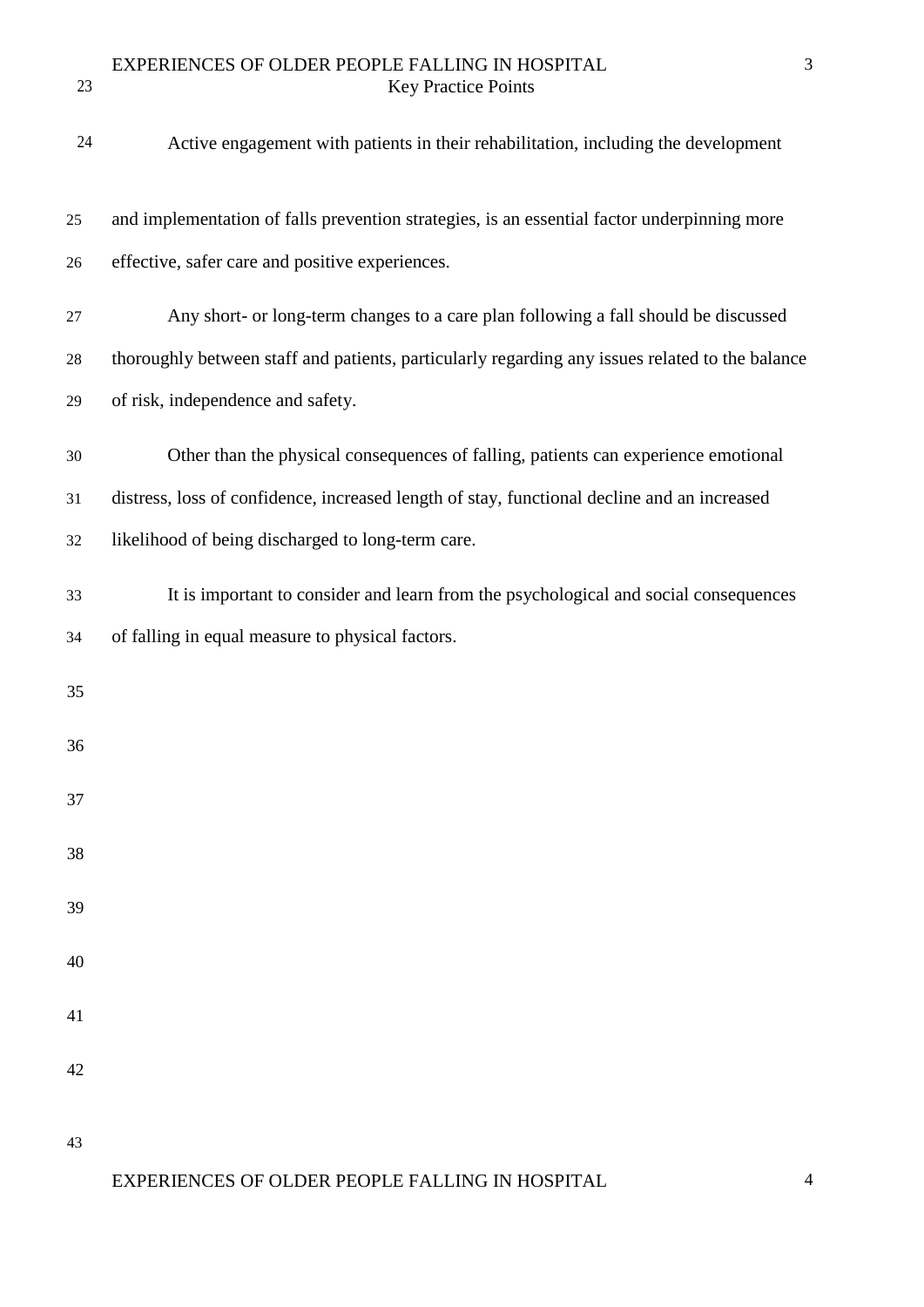## Key Practice Points

Active engagement with patients in their rehabilitation, including the development and implementation of falls prevention strategies, is an essential factor underpinning more effective, safer care and positive experiences.

Any short- or long-term changes to a care plan following a fall should be discussed thoroughly between staff and patients, particularly regarding any issues related to the balance of risk, independence and safety.

Other than the physical consequences of falling, patients can experience emotional distress, loss of confidence, increased length of stay, functional decline and an increased likelihood of being discharged to long-term care.

It is important to consider and learn from the psychological and social consequences of falling in equal measure to physical factors.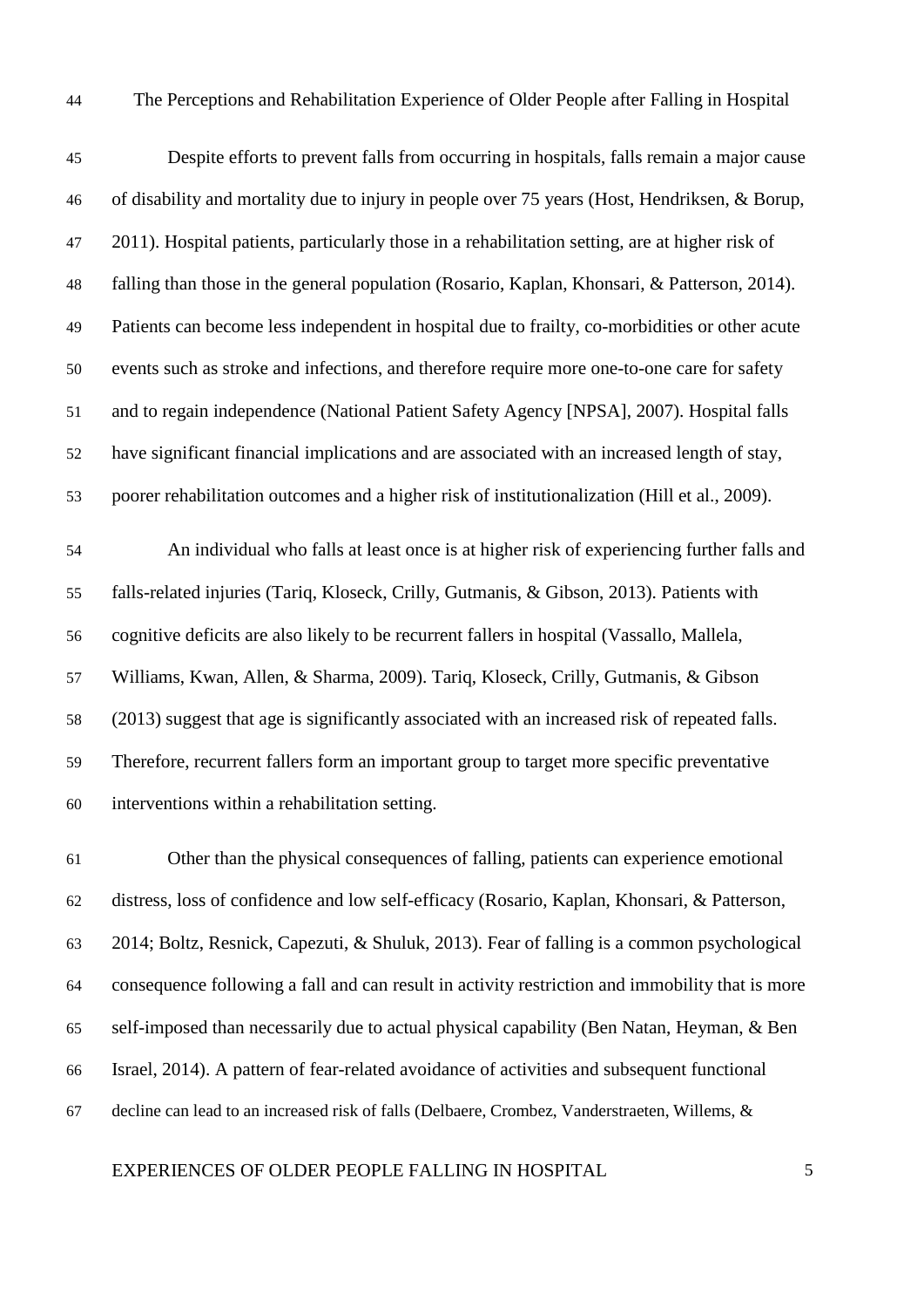# The Perceptions and Rehabilitation Experience of Older People after Falling in Hospital

Despite efforts to prevent falls from occurring in hospitals, falls remain a major cause of disability and mortality due to injury in people over 75 years (Host, Hendriksen, & Borup, 2011). Hospital patients, particularly those in a rehabilitation setting, are at higher risk of falling than those in the general population (Rosario, Kaplan, Khonsari, & Patterson, 2014). Patients can become less independent in hospital due to frailty, co-morbidities or other acute events such as stroke and infections, and therefore require more one-to-one care for safety and to regain independence (National Patient Safety Agency [NPSA], 2007). Hospital falls have significant financial implications and are associated with an increased length of stay, poorer rehabilitation outcomes and a higher risk of institutionalization (Hill et al., 2009).

An individual who falls at least once is at higher risk of experiencing further falls and falls-related injuries (Tariq, Kloseck, Crilly, Gutmanis, & Gibson, 2013). Patients with cognitive deficits are also likely to be recurrent fallers in hospital (Vassallo, Mallela, Williams, Kwan, Allen, & Sharma, 2009). Tariq, Kloseck, Crilly, Gutmanis, & Gibson (2013) suggest that age is significantly associated with an increased risk of repeated falls. Therefore, recurrent fallers form an important group to target more specific preventative interventions within a rehabilitation setting.

Other than the physical consequences of falling, patients can experience emotional distress, loss of confidence and low self-efficacy (Rosario, Kaplan, Khonsari, & Patterson, 2014; Boltz, Resnick, Capezuti, & Shuluk, 2013). Fear of falling is a common psychological consequence following a fall and can result in activity restriction and immobility that is more self-imposed than necessarily due to actual physical capability (Ben Natan, Heyman, & Ben Israel, 2014). A pattern of fear-related avoidance of activities and subsequent functional decline can lead to an increased risk of falls (Delbaere, Crombez, Vanderstraeten, Willems, &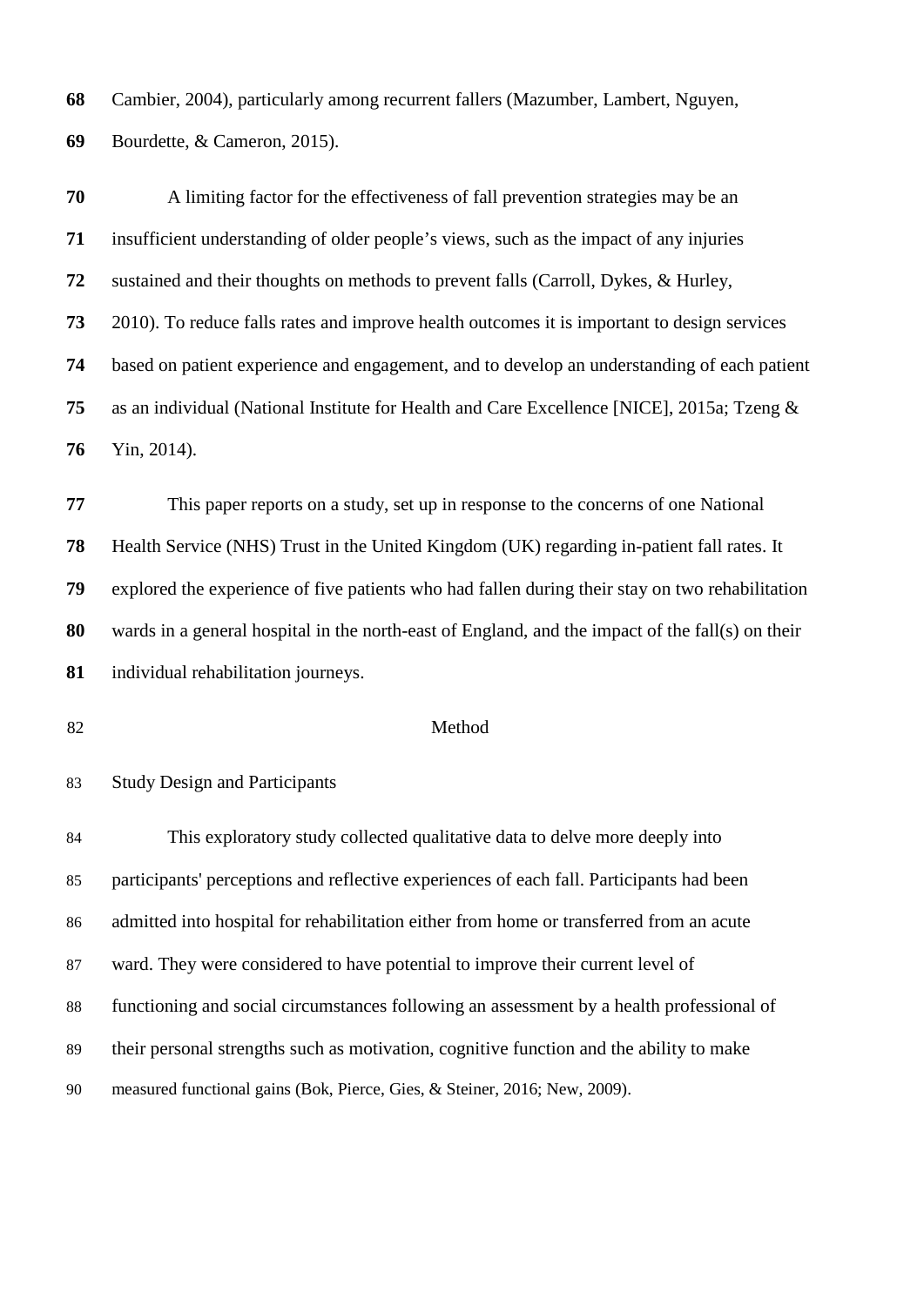Cambier, 2004), particularly among recurrent fallers (Mazumber, Lambert, Nguyen, Bourdette, & Cameron, 2015).

A limiting factor for the effectiveness of fall prevention strategies may be an insufficient understanding of older people's views, such as the impact of any injuries sustained and their thoughts on methods to prevent falls (Carroll, Dykes, & Hurley, 2010). To reduce falls rates and improve health outcomes it is important to design services based on patient experience and engagement, and to develop an understanding of each patient as an individual (National Institute for Health and Care Excellence [NICE], 2015a; Tzeng & Yin, 2014).

This paper reports on a study, set up in response to the concerns of one National Health Service (NHS) Trust in the United Kingdom (UK) regarding in-patient fall rates. It explored the experience of five patients who had fallen during their stay on two rehabilitation wards in a general hospital in the north-east of England, and the impact of the fall(s) on their individual rehabilitation journeys.

# Method

## Study Design and Participants

This exploratory study collected qualitative data to delve more deeply into participants' perceptions and reflective experiences of each fall. Participants had been admitted into hospital for rehabilitation either from home or transferred from an acute ward. They were considered to have potential to improve their current level of functioning and social circumstances following an assessment by a health professional of their personal strengths such as motivation, cognitive function and the ability to make measured functional gains (Bok, Pierce, Gies, & Steiner, 2016; New, 2009).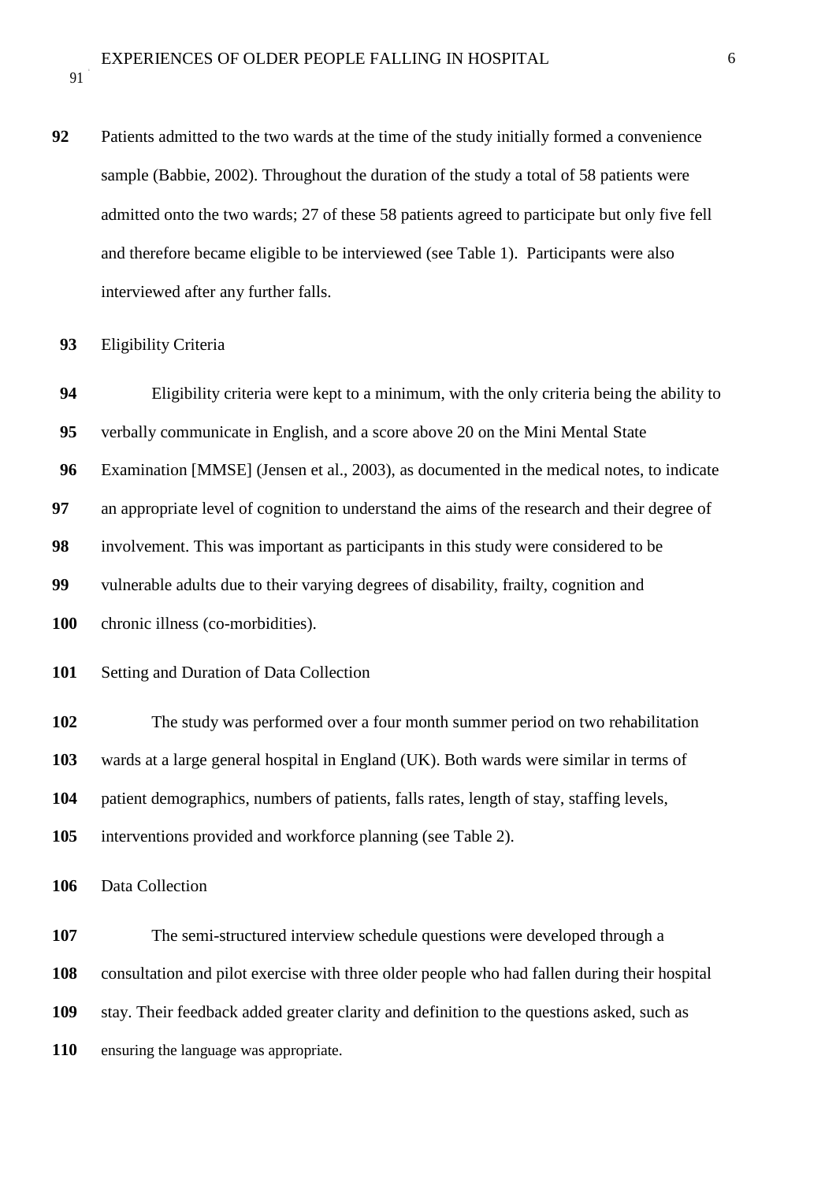Patients admitted to the two wards at the time of the study initially formed a convenience sample (Babbie, 2002). Throughout the duration of the study a total of 58 patients were admitted onto the two wards; 27 of these 58 patients agreed to participate but only five fell and therefore became eligible to be interviewed (see Table 1). Participants were also interviewed after any further falls.

## Eligibility Criteria

Eligibility criteria were kept to a minimum, with the only criteria being the ability to verbally communicate in English, and a score above 20 on the Mini Mental State Examination [MMSE] (Jensen et al., 2003), as documented in the medical notes, to indicate an appropriate level of cognition to understand the aims of the research and their degree of involvement. This was important as participants in this study were considered to be vulnerable adults due to their varying degrees of disability, frailty, cognition and chronic illness (co-morbidities).

## Setting and Duration of Data Collection

The study was performed over a four month summer period on two rehabilitation wards at a large general hospital in England (UK). Both wards were similar in terms of patient demographics, numbers of patients, falls rates, length of stay, staffing levels, interventions provided and workforce planning (see Table 2).

## Data Collection

The semi-structured interview schedule questions were developed through a consultation and pilot exercise with three older people who had fallen during their hospital stay. Their feedback added greater clarity and definition to the questions asked, such as ensuring the language was appropriate.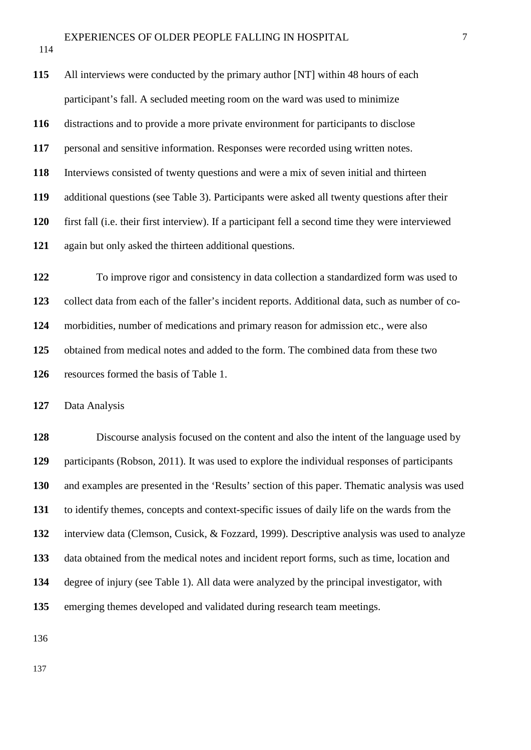All interviews were conducted by the primary author [NT] within 48 hours of each participant's fall. A secluded meeting room on the ward was used to minimize distractions and to provide a more private environment for participants to disclose personal and sensitive information. Responses were recorded using written notes. Interviews consisted of twenty questions and were a mix of seven initial and thirteen additional questions (see Table 3). Participants were asked all twenty questions after their first fall (i.e. their first interview). If a participant fell a second time they were interviewed again but only asked the thirteen additional questions.

To improve rigor and consistency in data collection a standardized form was used to collect data from each of the faller's incident reports. Additional data, such as number of co-morbidities, number of medications and primary reason for admission etc., were also obtained from medical notes and added to the form. The combined data from these two resources formed the basis of Table 1.

## Data Analysis

Discourse analysis focused on the content and also the intent of the language used by participants (Robson, 2011). It was used to explore the individual responses of participants and examples are presented in the 'Results' section of this paper. Thematic analysis was used to identify themes, concepts and context-specific issues of daily life on the wards from the interview data (Clemson, Cusick, & Fozzard, 1999). Descriptive analysis was used to analyze data obtained from the medical notes and incident report forms, such as time, location and degree of injury (see Table 1). All data were analyzed by the principal investigator, with emerging themes developed and validated during research team meetings.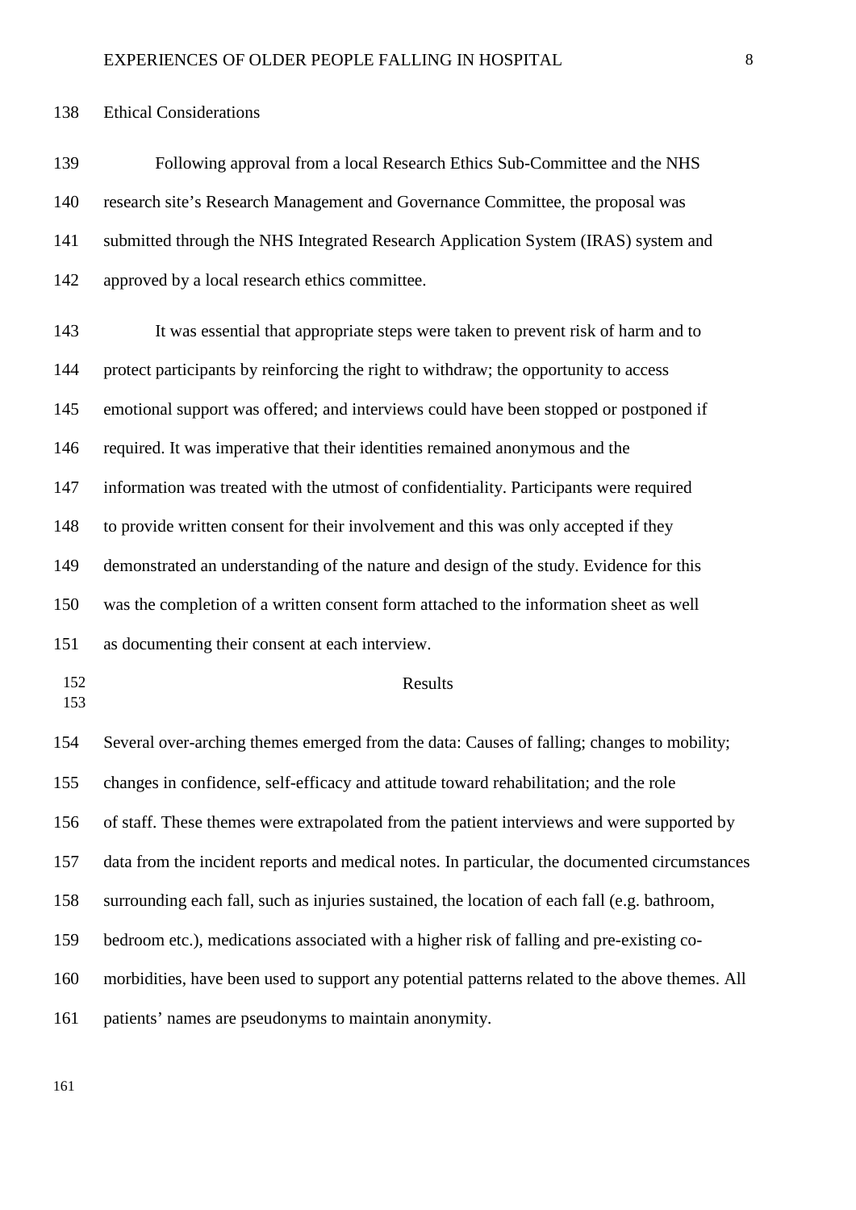## Ethical Considerations

Following approval from a local Research Ethics Sub-Committee and the NHS research site's Research Management and Governance Committee, the proposal was submitted through the NHS Integrated Research Application System (IRAS) system and approved by a local research ethics committee.

It was essential that appropriate steps were taken to prevent risk of harm and to protect participants by reinforcing the right to withdraw; the opportunity to access emotional support was offered; and interviews could have been stopped or postponed if required. It was imperative that their identities remained anonymous and the information was treated with the utmost of confidentiality. Participants were required to provide written consent for their involvement and this was only accepted if they demonstrated an understanding of the nature and design of the study. Evidence for this was the completion of a written consent form attached to the information sheet as well as documenting their consent at each interview.

# Results

Several over-arching themes emerged from the data: Causes of falling; changes to mobility; changes in confidence, self-efficacy and attitude toward rehabilitation; and the role of staff. These themes were extrapolated from the patient interviews and were supported by data from the incident reports and medical notes. In particular, the documented circumstances surrounding each fall, such as injuries sustained, the location of each fall (e.g. bathroom, bedroom etc.), medications associated with a higher risk of falling and pre-existing co-morbidities, have been used to support any potential patterns related to the above themes. All patients' names are pseudonyms to maintain anonymity.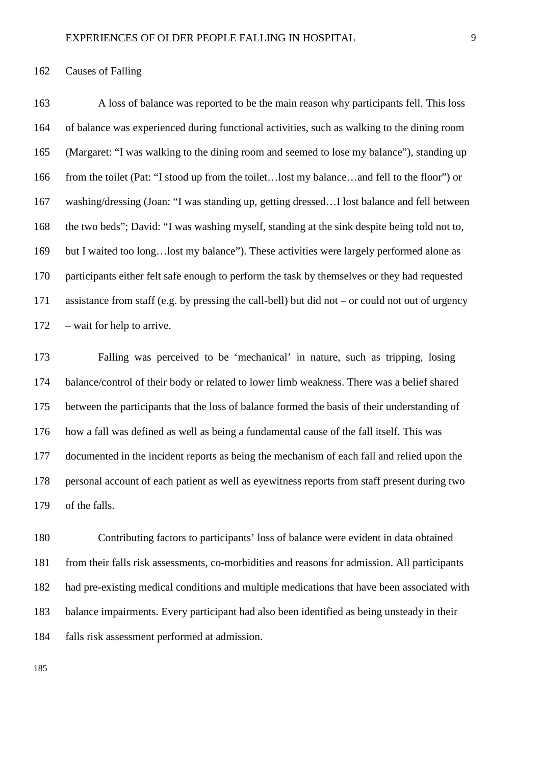## Causes of Falling

A loss of balance was reported to be the main reason why participants fell. This loss of balance was experienced during functional activities, such as walking to the dining room (Margaret: “I was walking to the dining room and seemed to lose my balance”), standing up from the toilet (Pat: “I stood up from the toilet…lost my balance…and fell to the floor”) or washing/dressing (Joan: “I was standing up, getting dressed…I lost balance and fell between the two beds”; David: “I was washing myself, standing at the sink despite being told not to, but I waited too long…lost my balance”). These activities were largely performed alone as participants either felt safe enough to perform the task by themselves or they had requested assistance from staff (e.g. by pressing the call-bell) but did not – or could not out of urgency – wait for help to arrive.

Falling was perceived to be ‘mechanical’ in nature, such as tripping, losing balance/control of their body or related to lower limb weakness. There was a belief shared between the participants that the loss of balance formed the basis of their understanding of how a fall was defined as well as being a fundamental cause of the fall itself. This was documented in the incident reports as being the mechanism of each fall and relied upon the personal account of each patient as well as eyewitness reports from staff present during two of the falls.

Contributing factors to participants’ loss of balance were evident in data obtained from their falls risk assessments, co-morbidities and reasons for admission. All participants had pre-existing medical conditions and multiple medications that have been associated with balance impairments. Every participant had also been identified as being unsteady in their falls risk assessment performed at admission.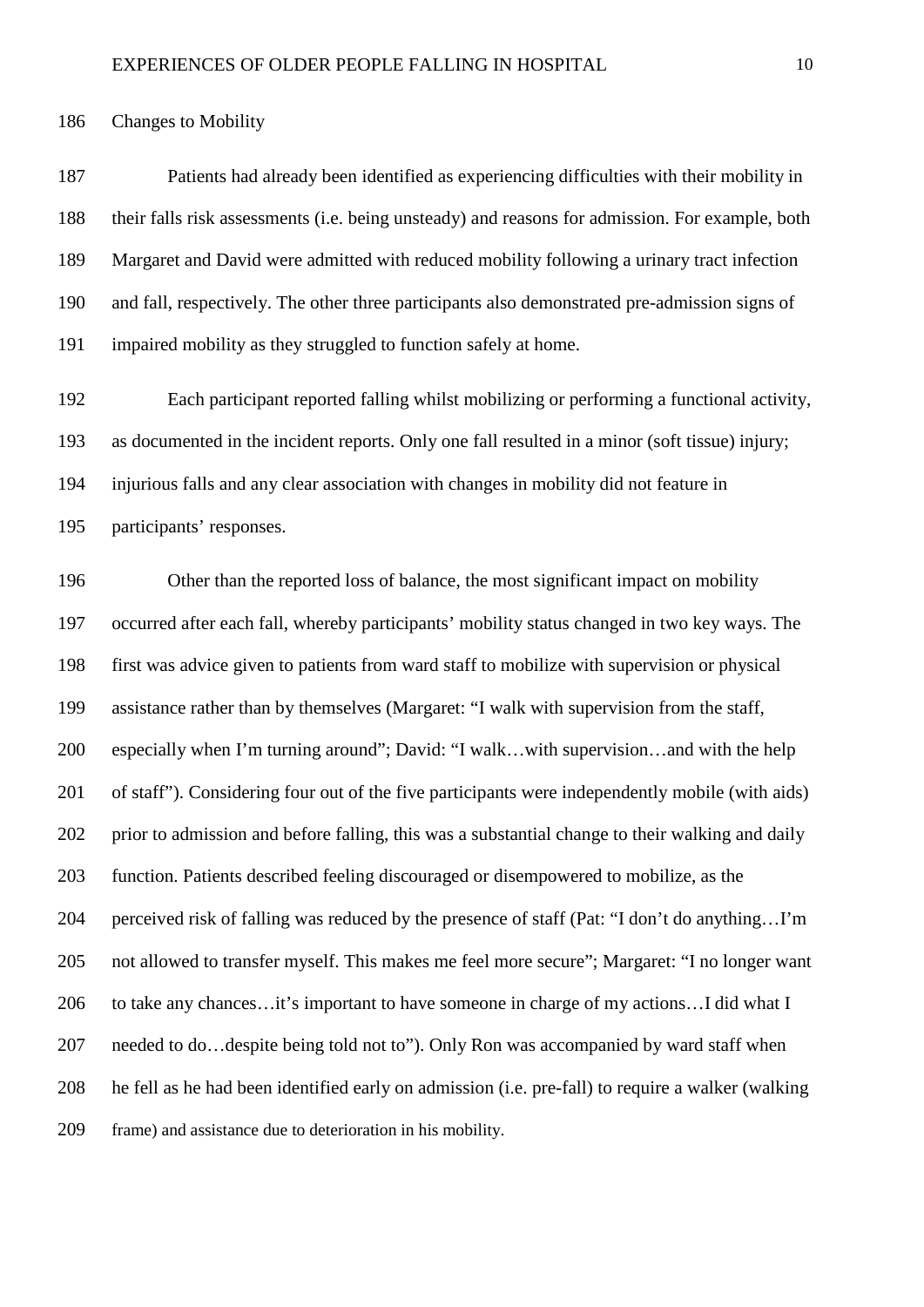## Changes to Mobility

Patients had already been identified as experiencing difficulties with their mobility in their falls risk assessments (i.e. being unsteady) and reasons for admission. For example, both Margaret and David were admitted with reduced mobility following a urinary tract infection and fall, respectively. The other three participants also demonstrated pre-admission signs of impaired mobility as they struggled to function safely at home.

Each participant reported falling whilst mobilizing or performing a functional activity, as documented in the incident reports. Only one fall resulted in a minor (soft tissue) injury; injurious falls and any clear association with changes in mobility did not feature in participants' responses.

Other than the reported loss of balance, the most significant impact on mobility occurred after each fall, whereby participants' mobility status changed in two key ways. The first was advice given to patients from ward staff to mobilize with supervision or physical assistance rather than by themselves (Margaret: "I walk with supervision from the staff, especially when I'm turning around"; David: "I walk…with supervision…and with the help of staff"). Considering four out of the five participants were independently mobile (with aids) prior to admission and before falling, this was a substantial change to their walking and daily function. Patients described feeling discouraged or disempowered to mobilize, as the perceived risk of falling was reduced by the presence of staff (Pat: "I don't do anything…I'm not allowed to transfer myself. This makes me feel more secure"; Margaret: "I no longer want to take any chances…it's important to have someone in charge of my actions…I did what I needed to do…despite being told not to"). Only Ron was accompanied by ward staff when he fell as he had been identified early on admission (i.e. pre-fall) to require a walker (walking frame) and assistance due to deterioration in his mobility.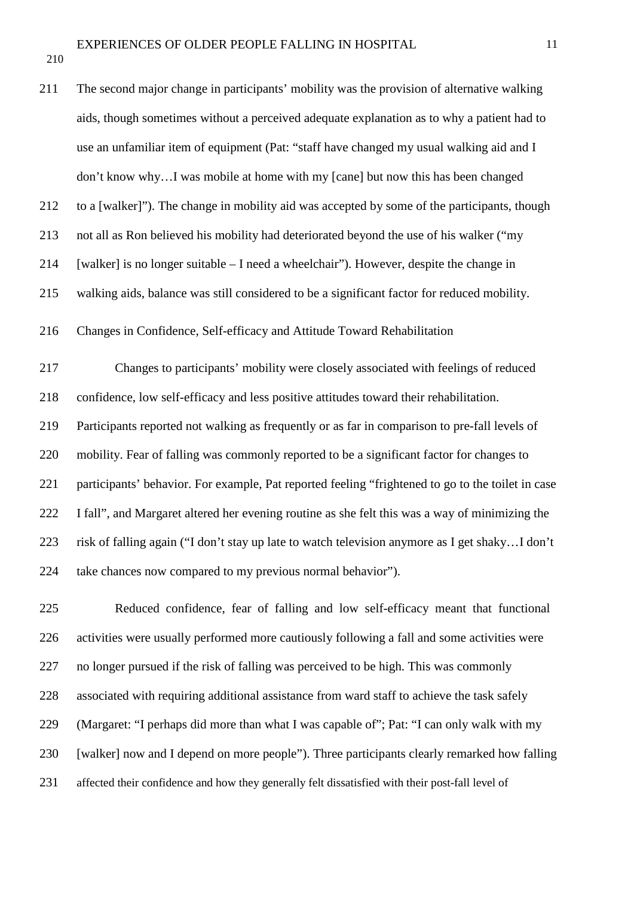The second major change in participants' mobility was the provision of alternative walking aids, though sometimes without a perceived adequate explanation as to why a patient had to use an unfamiliar item of equipment (Pat: "staff have changed my usual walking aid and I don't know why…I was mobile at home with my [cane] but now this has been changed to a [walker]"). The change in mobility aid was accepted by some of the participants, though not all as Ron believed his mobility had deteriorated beyond the use of his walker ("my [walker] is no longer suitable – I need a wheelchair"). However, despite the change in walking aids, balance was still considered to be a significant factor for reduced mobility.

### Changes in Confidence, Self-efficacy and Attitude Toward Rehabilitation

Changes to participants' mobility were closely associated with feelings of reduced confidence, low self-efficacy and less positive attitudes toward their rehabilitation. Participants reported not walking as frequently or as far in comparison to pre-fall levels of mobility. Fear of falling was commonly reported to be a significant factor for changes to participants' behavior. For example, Pat reported feeling "frightened to go to the toilet in case I fall", and Margaret altered her evening routine as she felt this was a way of minimizing the risk of falling again ("I don't stay up late to watch television anymore as I get shaky…I don't take chances now compared to my previous normal behavior").

Reduced confidence, fear of falling and low self-efficacy meant that functional activities were usually performed more cautiously following a fall and some activities were no longer pursued if the risk of falling was perceived to be high. This was commonly associated with requiring additional assistance from ward staff to achieve the task safely (Margaret: "I perhaps did more than what I was capable of"; Pat: "I can only walk with my [walker] now and I depend on more people"). Three participants clearly remarked how falling affected their confidence and how they generally felt dissatisfied with their post-fall level of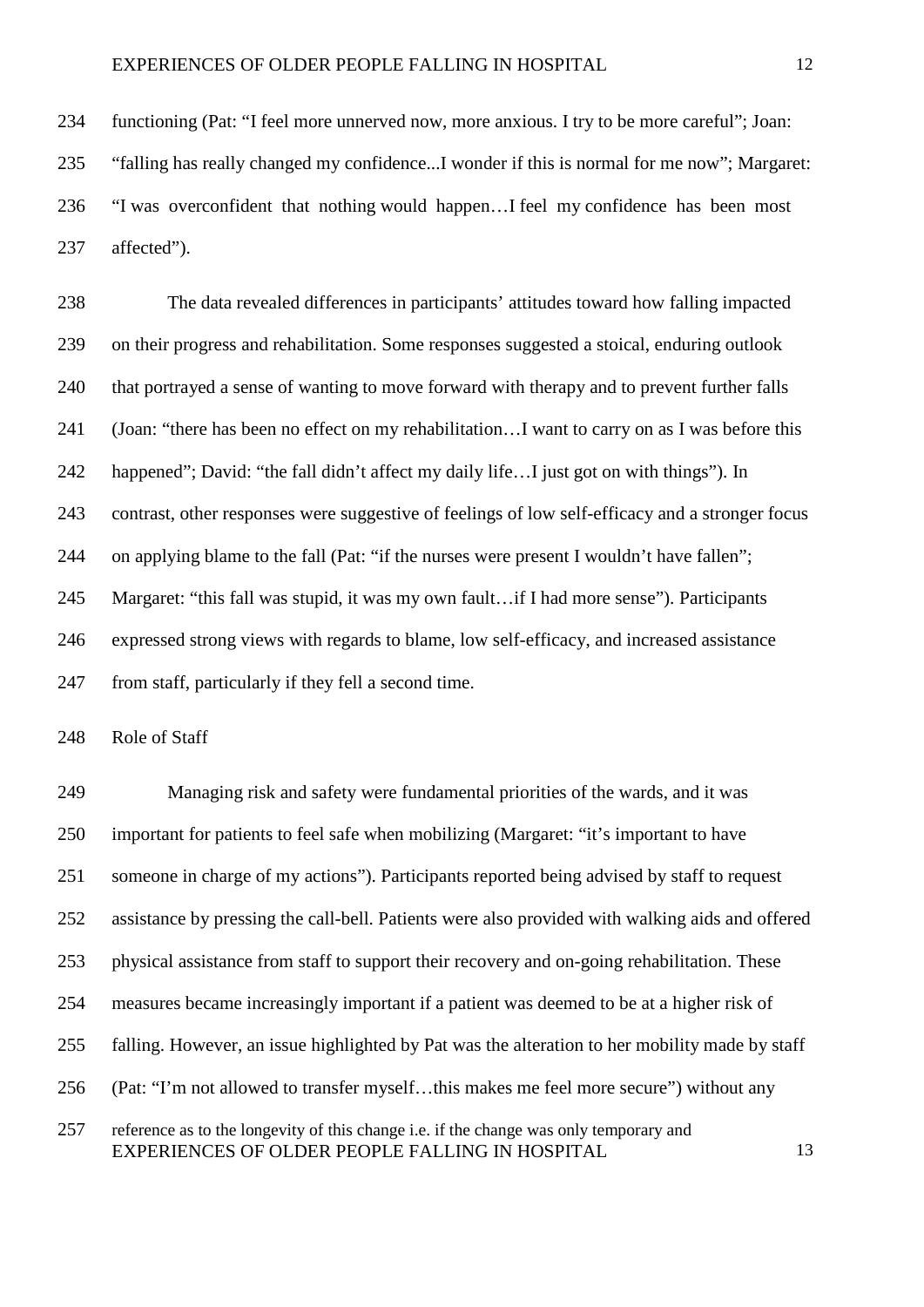functioning (Pat: "I feel more unnerved now, more anxious. I try to be more careful"; Joan: "falling has really changed my confidence...I wonder if this is normal for me now"; Margaret: "I was overconfident that nothing would happen…I feel my confidence has been most affected").

The data revealed differences in participants' attitudes toward how falling impacted on their progress and rehabilitation. Some responses suggested a stoical, enduring outlook that portrayed a sense of wanting to move forward with therapy and to prevent further falls (Joan: "there has been no effect on my rehabilitation…I want to carry on as I was before this happened"; David: "the fall didn't affect my daily life…I just got on with things"). In contrast, other responses were suggestive of feelings of low self-efficacy and a stronger focus on applying blame to the fall (Pat: "if the nurses were present I wouldn't have fallen"; Margaret: "this fall was stupid, it was my own fault…if I had more sense"). Participants expressed strong views with regards to blame, low self-efficacy, and increased assistance from staff, particularly if they fell a second time.

Role of Staff

Managing risk and safety were fundamental priorities of the wards, and it was important for patients to feel safe when mobilizing (Margaret: "it's important to have someone in charge of my actions"). Participants reported being advised by staff to request assistance by pressing the call-bell. Patients were also provided with walking aids and offered physical assistance from staff to support their recovery and on-going rehabilitation. These measures became increasingly important if a patient was deemed to be at a higher risk of falling. However, an issue highlighted by Pat was the alteration to her mobility made by staff (Pat: "I'm not allowed to transfer myself…this makes me feel more secure") without any reference as to the longevity of this change i.e. if the change was only temporary and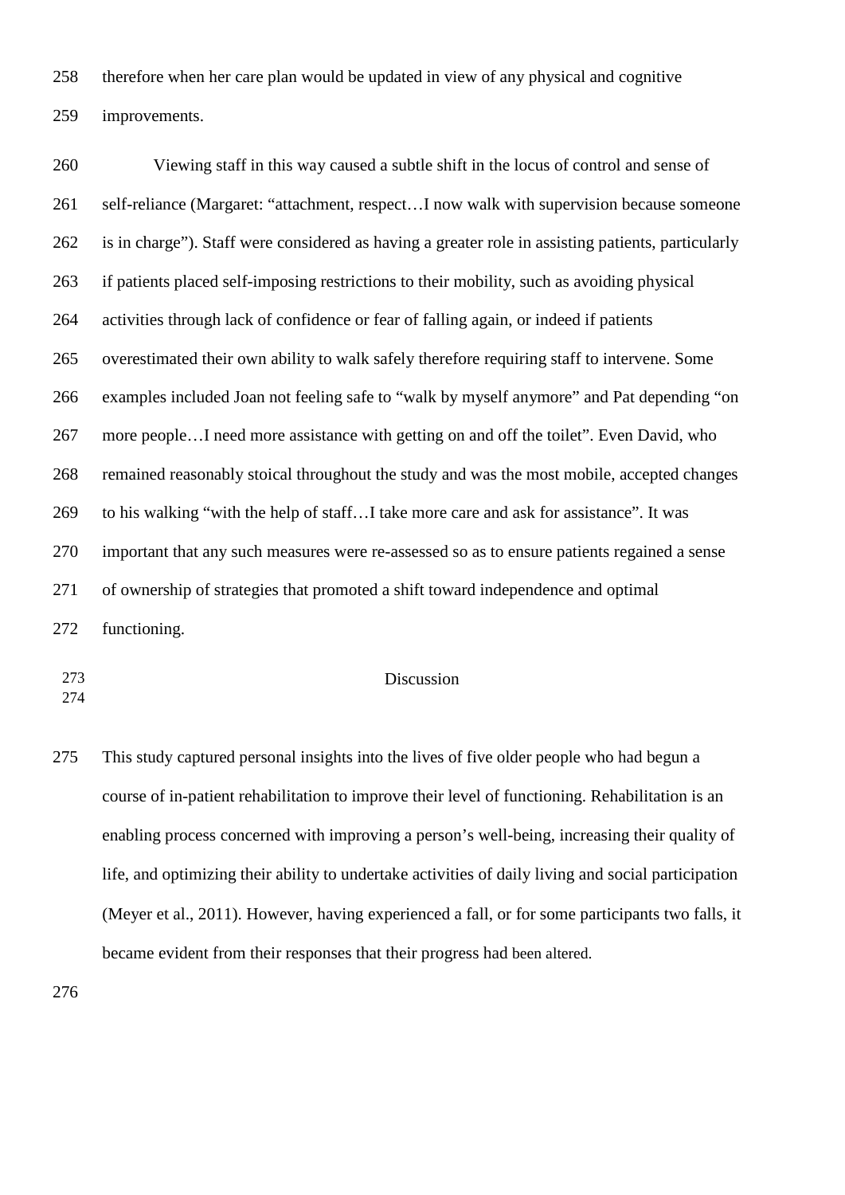therefore when her care plan would be updated in view of any physical and cognitive improvements.

Viewing staff in this way caused a subtle shift in the locus of control and sense of self-reliance (Margaret: "attachment, respect…I now walk with supervision because someone is in charge"). Staff were considered as having a greater role in assisting patients, particularly if patients placed self-imposing restrictions to their mobility, such as avoiding physical activities through lack of confidence or fear of falling again, or indeed if patients overestimated their own ability to walk safely therefore requiring staff to intervene. Some examples included Joan not feeling safe to "walk by myself anymore" and Pat depending "on more people…I need more assistance with getting on and off the toilet". Even David, who remained reasonably stoical throughout the study and was the most mobile, accepted changes to his walking "with the help of staff…I take more care and ask for assistance". It was important that any such measures were re-assessed so as to ensure patients regained a sense of ownership of strategies that promoted a shift toward independence and optimal functioning.

## Discussion

This study captured personal insights into the lives of five older people who had begun a course of in-patient rehabilitation to improve their level of functioning. Rehabilitation is an enabling process concerned with improving a person's well-being, increasing their quality of life, and optimizing their ability to undertake activities of daily living and social participation (Meyer et al., 2011). However, having experienced a fall, or for some participants two falls, it became evident from their responses that their progress had been altered.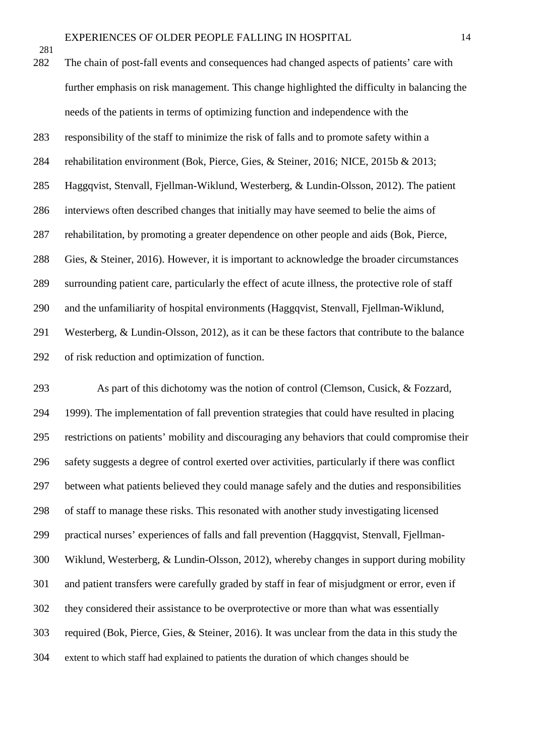The chain of post-fall events and consequences had changed aspects of patients' care with further emphasis on risk management. This change highlighted the difficulty in balancing the needs of the patients in terms of optimizing function and independence with the responsibility of the staff to minimize the risk of falls and to promote safety within a rehabilitation environment (Bok, Pierce, Gies, & Steiner, 2016; NICE, 2015b & 2013; Haggqvist, Stenvall, Fjellman-Wiklund, Westerberg, & Lundin-Olsson, 2012). The patient interviews often described changes that initially may have seemed to belie the aims of rehabilitation, by promoting a greater dependence on other people and aids (Bok, Pierce, Gies, & Steiner, 2016). However, it is important to acknowledge the broader circumstances surrounding patient care, particularly the effect of acute illness, the protective role of staff and the unfamiliarity of hospital environments (Haggqvist, Stenvall, Fjellman-Wiklund, Westerberg, & Lundin-Olsson, 2012), as it can be these factors that contribute to the balance of risk reduction and optimization of function.

As part of this dichotomy was the notion of control (Clemson, Cusick, & Fozzard, 1999). The implementation of fall prevention strategies that could have resulted in placing restrictions on patients' mobility and discouraging any behaviors that could compromise their safety suggests a degree of control exerted over activities, particularly if there was conflict between what patients believed they could manage safely and the duties and responsibilities of staff to manage these risks. This resonated with another study investigating licensed practical nurses' experiences of falls and fall prevention (Haggqvist, Stenvall, Fjellman-Wiklund, Westerberg, & Lundin-Olsson, 2012), whereby changes in support during mobility and patient transfers were carefully graded by staff in fear of misjudgment or error, even if they considered their assistance to be overprotective or more than what was essentially required (Bok, Pierce, Gies, & Steiner, 2016). It was unclear from the data in this study the extent to which staff had explained to patients the duration of which changes should be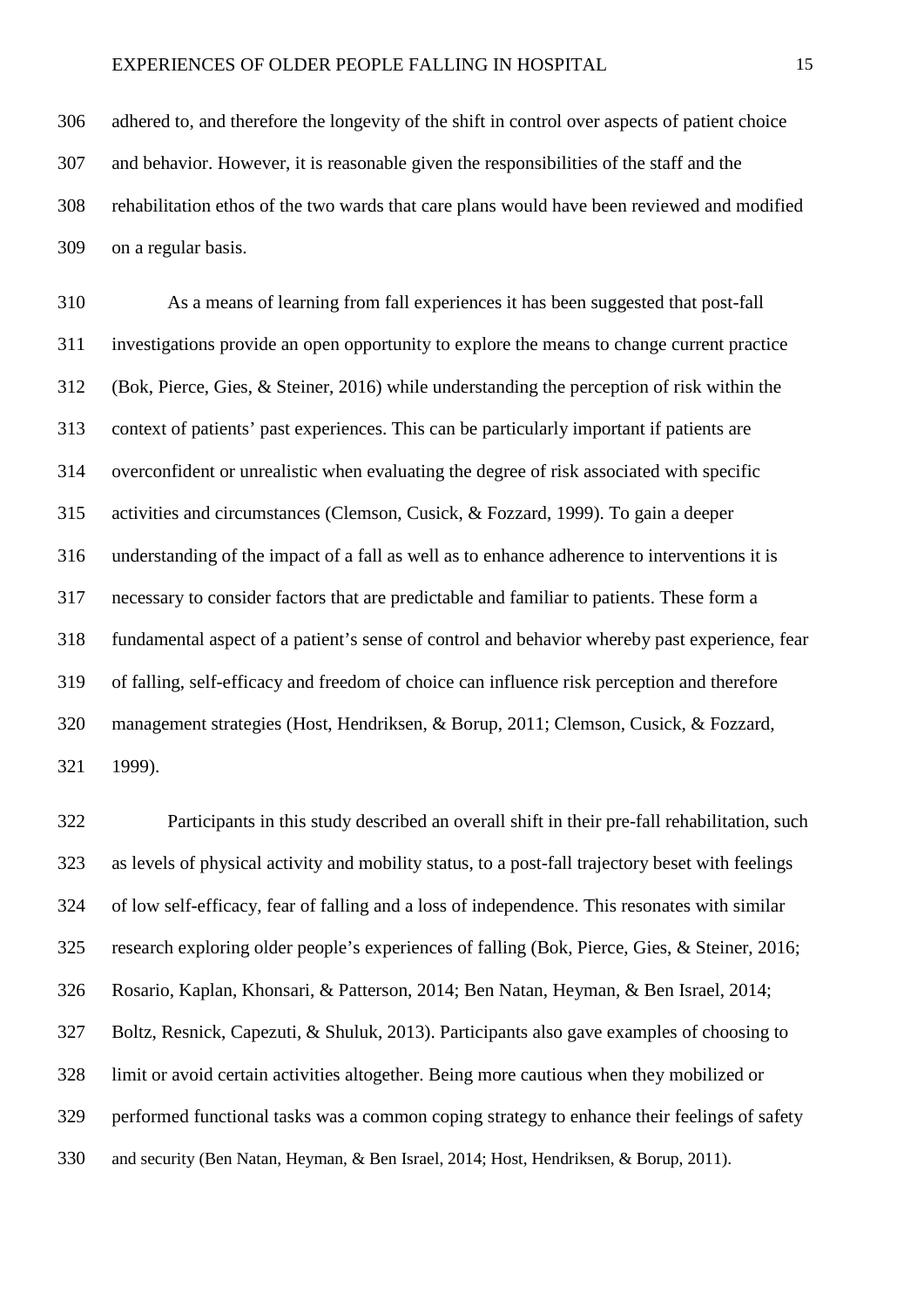adhered to, and therefore the longevity of the shift in control over aspects of patient choice and behavior. However, it is reasonable given the responsibilities of the staff and the rehabilitation ethos of the two wards that care plans would have been reviewed and modified on a regular basis.

As a means of learning from fall experiences it has been suggested that post-fall investigations provide an open opportunity to explore the means to change current practice (Bok, Pierce, Gies, & Steiner, 2016) while understanding the perception of risk within the context of patients' past experiences. This can be particularly important if patients are overconfident or unrealistic when evaluating the degree of risk associated with specific activities and circumstances (Clemson, Cusick, & Fozzard, 1999). To gain a deeper understanding of the impact of a fall as well as to enhance adherence to interventions it is necessary to consider factors that are predictable and familiar to patients. These form a fundamental aspect of a patient's sense of control and behavior whereby past experience, fear of falling, self-efficacy and freedom of choice can influence risk perception and therefore management strategies (Host, Hendriksen, & Borup, 2011; Clemson, Cusick, & Fozzard, 1999).

Participants in this study described an overall shift in their pre-fall rehabilitation, such as levels of physical activity and mobility status, to a post-fall trajectory beset with feelings of low self-efficacy, fear of falling and a loss of independence. This resonates with similar research exploring older people's experiences of falling (Bok, Pierce, Gies, & Steiner, 2016; Rosario, Kaplan, Khonsari, & Patterson, 2014; Ben Natan, Heyman, & Ben Israel, 2014; Boltz, Resnick, Capezuti, & Shuluk, 2013). Participants also gave examples of choosing to limit or avoid certain activities altogether. Being more cautious when they mobilized or performed functional tasks was a common coping strategy to enhance their feelings of safety and security (Ben Natan, Heyman, & Ben Israel, 2014; Host, Hendriksen, & Borup, 2011).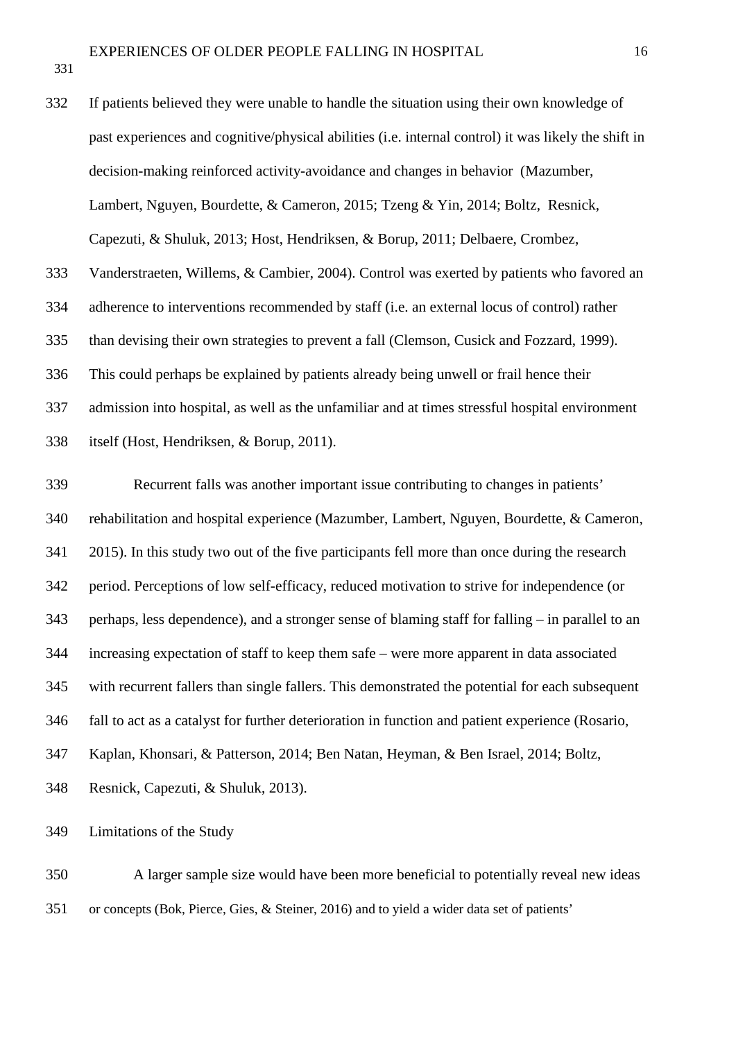If patients believed they were unable to handle the situation using their own knowledge of past experiences and cognitive/physical abilities (i.e. internal control) it was likely the shift in decision-making reinforced activity-avoidance and changes in behavior (Mazumber, Lambert, Nguyen, Bourdette, & Cameron, 2015; Tzeng & Yin, 2014; Boltz, Resnick, Capezuti, & Shuluk, 2013; Host, Hendriksen, & Borup, 2011; Delbaere, Crombez, Vanderstraeten, Willems, & Cambier, 2004). Control was exerted by patients who favored an adherence to interventions recommended by staff (i.e. an external locus of control) rather than devising their own strategies to prevent a fall (Clemson, Cusick and Fozzard, 1999). This could perhaps be explained by patients already being unwell or frail hence their admission into hospital, as well as the unfamiliar and at times stressful hospital environment itself (Host, Hendriksen, & Borup, 2011).

Recurrent falls was another important issue contributing to changes in patients' rehabilitation and hospital experience (Mazumber, Lambert, Nguyen, Bourdette, & Cameron, 2015). In this study two out of the five participants fell more than once during the research period. Perceptions of low self-efficacy, reduced motivation to strive for independence (or perhaps, less dependence), and a stronger sense of blaming staff for falling – in parallel to an increasing expectation of staff to keep them safe – were more apparent in data associated with recurrent fallers than single fallers. This demonstrated the potential for each subsequent fall to act as a catalyst for further deterioration in function and patient experience (Rosario, Kaplan, Khonsari, & Patterson, 2014; Ben Natan, Heyman, & Ben Israel, 2014; Boltz, Resnick, Capezuti, & Shuluk, 2013).

## Limitations of the Study

A larger sample size would have been more beneficial to potentially reveal new ideas or concepts (Bok, Pierce, Gies, & Steiner, 2016) and to yield a wider data set of patients'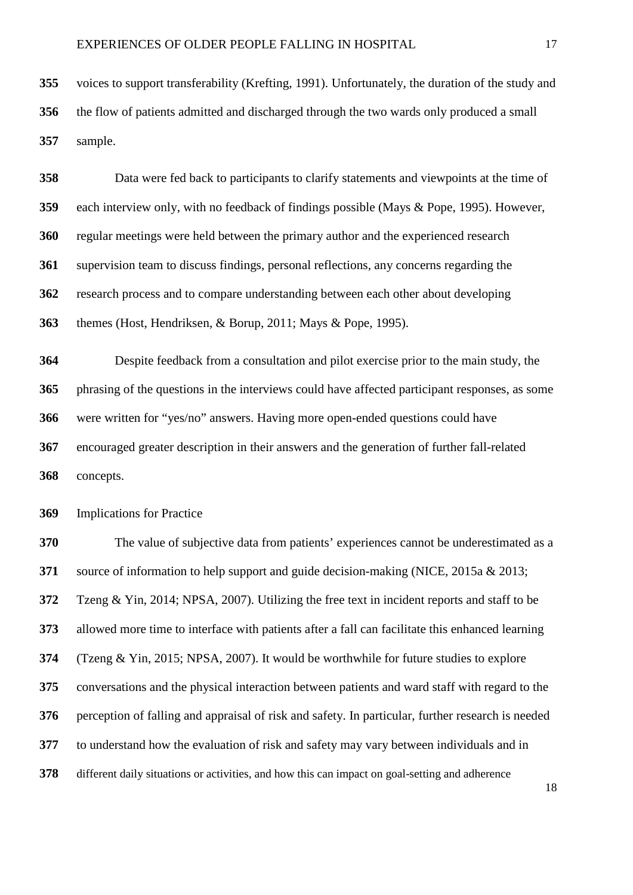voices to support transferability (Krefting, 1991). Unfortunately, the duration of the study and the flow of patients admitted and discharged through the two wards only produced a small sample.

Data were fed back to participants to clarify statements and viewpoints at the time of each interview only, with no feedback of findings possible (Mays & Pope, 1995). However, regular meetings were held between the primary author and the experienced research supervision team to discuss findings, personal reflections, any concerns regarding the research process and to compare understanding between each other about developing themes (Host, Hendriksen, & Borup, 2011; Mays & Pope, 1995).

Despite feedback from a consultation and pilot exercise prior to the main study, the phrasing of the questions in the interviews could have affected participant responses, as some were written for "yes/no" answers. Having more open-ended questions could have encouraged greater description in their answers and the generation of further fall-related concepts.

## Implications for Practice

The value of subjective data from patients' experiences cannot be underestimated as a source of information to help support and guide decision-making (NICE, 2015a & 2013; Tzeng & Yin, 2014; NPSA, 2007). Utilizing the free text in incident reports and staff to be allowed more time to interface with patients after a fall can facilitate this enhanced learning (Tzeng & Yin, 2015; NPSA, 2007). It would be worthwhile for future studies to explore conversations and the physical interaction between patients and ward staff with regard to the perception of falling and appraisal of risk and safety. In particular, further research is needed to understand how the evaluation of risk and safety may vary between individuals and in different daily situations or activities, and how this can impact on goal-setting and adherence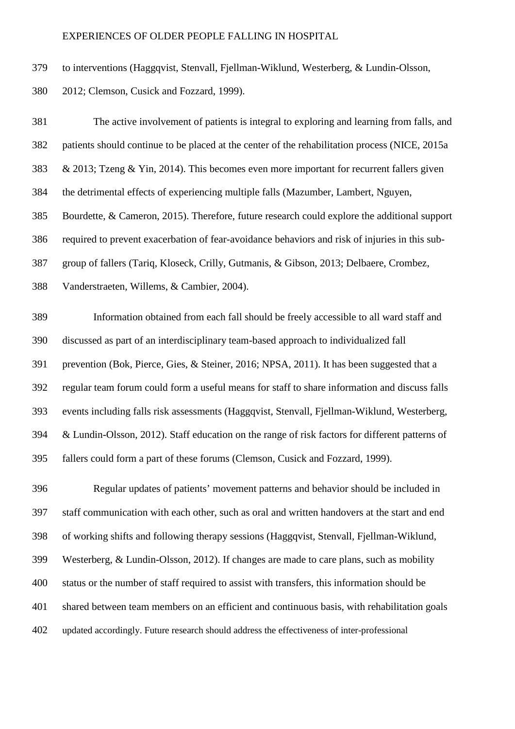to interventions (Haggqvist, Stenvall, Fjellman-Wiklund, Westerberg, & Lundin-Olsson, 2012; Clemson, Cusick and Fozzard, 1999).

The active involvement of patients is integral to exploring and learning from falls, and patients should continue to be placed at the center of the rehabilitation process (NICE, 2015a & 2013; Tzeng & Yin, 2014). This becomes even more important for recurrent fallers given the detrimental effects of experiencing multiple falls (Mazumber, Lambert, Nguyen, Bourdette, & Cameron, 2015). Therefore, future research could explore the additional support required to prevent exacerbation of fear-avoidance behaviors and risk of injuries in this sub-group of fallers (Tariq, Kloseck, Crilly, Gutmanis, & Gibson, 2013; Delbaere, Crombez, Vanderstraeten, Willems, & Cambier, 2004).

Information obtained from each fall should be freely accessible to all ward staff and discussed as part of an interdisciplinary team-based approach to individualized fall prevention (Bok, Pierce, Gies, & Steiner, 2016; NPSA, 2011). It has been suggested that a regular team forum could form a useful means for staff to share information and discuss falls events including falls risk assessments (Haggqvist, Stenvall, Fjellman-Wiklund, Westerberg, & Lundin-Olsson, 2012). Staff education on the range of risk factors for different patterns of fallers could form a part of these forums (Clemson, Cusick and Fozzard, 1999).

Regular updates of patients' movement patterns and behavior should be included in staff communication with each other, such as oral and written handovers at the start and end of working shifts and following therapy sessions (Haggqvist, Stenvall, Fjellman-Wiklund, Westerberg, & Lundin-Olsson, 2012). If changes are made to care plans, such as mobility status or the number of staff required to assist with transfers, this information should be shared between team members on an efficient and continuous basis, with rehabilitation goals updated accordingly. Future research should address the effectiveness of inter-professional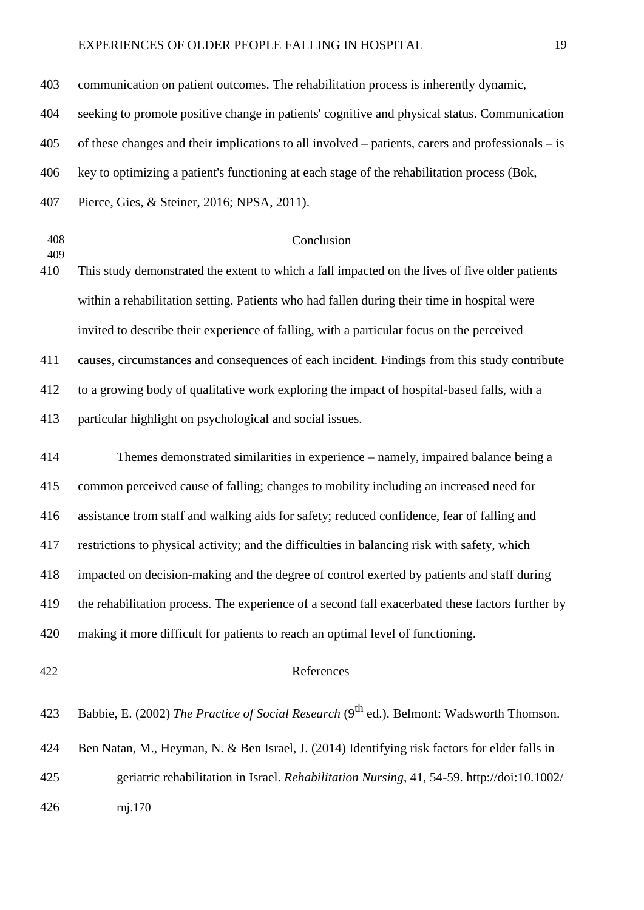communication on patient outcomes. The rehabilitation process is inherently dynamic, seeking to promote positive change in patients' cognitive and physical status. Communication of these changes and their implications to all involved – patients, carers and professionals – is key to optimizing a patient's functioning at each stage of the rehabilitation process (Bok, Pierce, Gies, & Steiner, 2016; NPSA, 2011).

## Conclusion

This study demonstrated the extent to which a fall impacted on the lives of five older patients within a rehabilitation setting. Patients who had fallen during their time in hospital were invited to describe their experience of falling, with a particular focus on the perceived causes, circumstances and consequences of each incident. Findings from this study contribute to a growing body of qualitative work exploring the impact of hospital-based falls, with a particular highlight on psychological and social issues.

Themes demonstrated similarities in experience – namely, impaired balance being a common perceived cause of falling; changes to mobility including an increased need for assistance from staff and walking aids for safety; reduced confidence, fear of falling and restrictions to physical activity; and the difficulties in balancing risk with safety, which impacted on decision-making and the degree of control exerted by patients and staff during the rehabilitation process. The experience of a second fall exacerbated these factors further by making it more difficult for patients to reach an optimal level of functioning.

## References

Babbie, E. (2002) *The Practice of Social Research* (9th ed.). Belmont: Wadsworth Thomson.

Ben Natan, M., Heyman, N. & Ben Israel, J. (2014) Identifying risk factors for elder falls in geriatric rehabilitation in Israel. *Rehabilitation Nursing*, 41, 54-59. http://doi:10.1002/rnj.170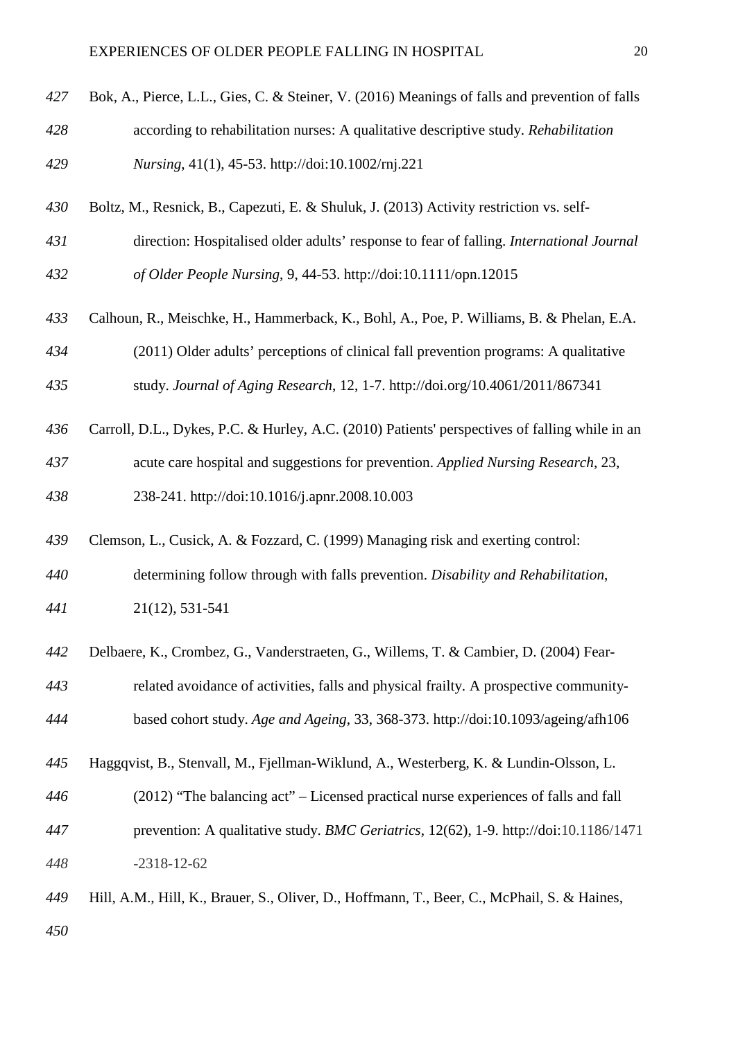Bok, A., Pierce, L.L., Gies, C. & Steiner, V. (2016) Meanings of falls and prevention of falls according to rehabilitation nurses: A qualitative descriptive study. *Rehabilitation Nursing*, 41(1), 45-53. http://doi:10.1002/rnj.221

Boltz, M., Resnick, B., Capezuti, E. & Shuluk, J. (2013) Activity restriction vs. self-direction: Hospitalised older adults' response to fear of falling. *International Journal of Older People Nursing*, 9, 44-53. http://doi:10.1111/opn.12015

Calhoun, R., Meischke, H., Hammerback, K., Bohl, A., Poe, P. Williams, B. & Phelan, E.A. (2011) Older adults' perceptions of clinical fall prevention programs: A qualitative study. *Journal of Aging Research*, 12, 1-7. http://doi.org/10.4061/2011/867341

Carroll, D.L., Dykes, P.C. & Hurley, A.C. (2010) Patients' perspectives of falling while in an acute care hospital and suggestions for prevention. *Applied Nursing Research*, 23, 238-241. http://doi:10.1016/j.apnr.2008.10.003

Clemson, L., Cusick, A. & Fozzard, C. (1999) Managing risk and exerting control: determining follow through with falls prevention. *Disability and Rehabilitation*, 21(12), 531-541

Delbaere, K., Crombez, G., Vanderstraeten, G., Willems, T. & Cambier, D. (2004) Fear-related avoidance of activities, falls and physical frailty. A prospective community-based cohort study. *Age and Ageing*, 33, 368-373. http://doi:10.1093/ageing/afh106

Haggqvist, B., Stenvall, M., Fjellman-Wiklund, A., Westerberg, K. & Lundin-Olsson, L. (2012) "The balancing act" – Licensed practical nurse experiences of falls and fall prevention: A qualitative study. *BMC Geriatrics*, 12(62), 1-9. http://doi:10.1186/1471-2318-12-62

Hill, A.M., Hill, K., Brauer, S., Oliver, D., Hoffmann, T., Beer, C., McPhail, S. & Haines,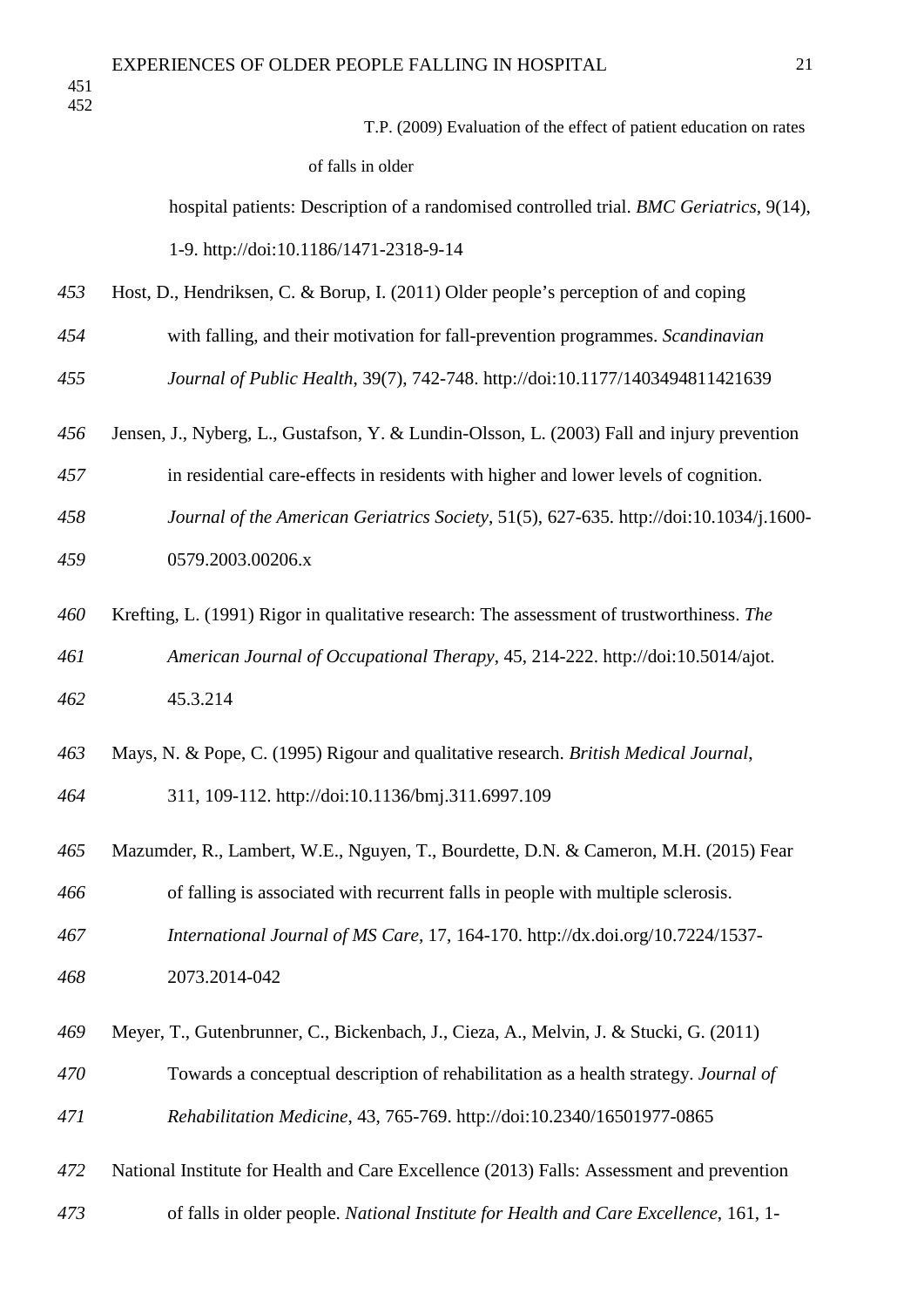T.P. (2009) Evaluation of the effect of patient education on rates of falls in older hospital patients: Description of a randomised controlled trial. *BMC Geriatrics*, 9(14), 1-9. http://doi:10.1186/1471-2318-9-14

Host, D., Hendriksen, C. & Borup, I. (2011) Older people's perception of and coping with falling, and their motivation for fall-prevention programmes. *Scandinavian Journal of Public Health*, 39(7), 742-748. http://doi:10.1177/1403494811421639

Jensen, J., Nyberg, L., Gustafson, Y. & Lundin-Olsson, L. (2003) Fall and injury prevention in residential care-effects in residents with higher and lower levels of cognition. *Journal of the American Geriatrics Society*, 51(5), 627-635. http://doi:10.1034/j.1600-0579.2003.00206.x

Krefting, L. (1991) Rigor in qualitative research: The assessment of trustworthiness. *The American Journal of Occupational Therapy*, 45, 214-222. http://doi:10.5014/ajot.45.3.214

Mays, N. & Pope, C. (1995) Rigour and qualitative research. *British Medical Journal*, 311, 109-112. http://doi:10.1136/bmj.311.6997.109

Mazumder, R., Lambert, W.E., Nguyen, T., Bourdette, D.N. & Cameron, M.H. (2015) Fear of falling is associated with recurrent falls in people with multiple sclerosis. *International Journal of MS Care*, 17, 164-170. http://dx.doi.org/10.7224/1537-2073.2014-042

Meyer, T., Gutenbrunner, C., Bickenbach, J., Cieza, A., Melvin, J. & Stucki, G. (2011) Towards a conceptual description of rehabilitation as a health strategy. *Journal of Rehabilitation Medicine*, 43, 765-769. http://doi:10.2340/16501977-0865

National Institute for Health and Care Excellence (2013) Falls: Assessment and prevention of falls in older people. *National Institute for Health and Care Excellence*, 161, 1-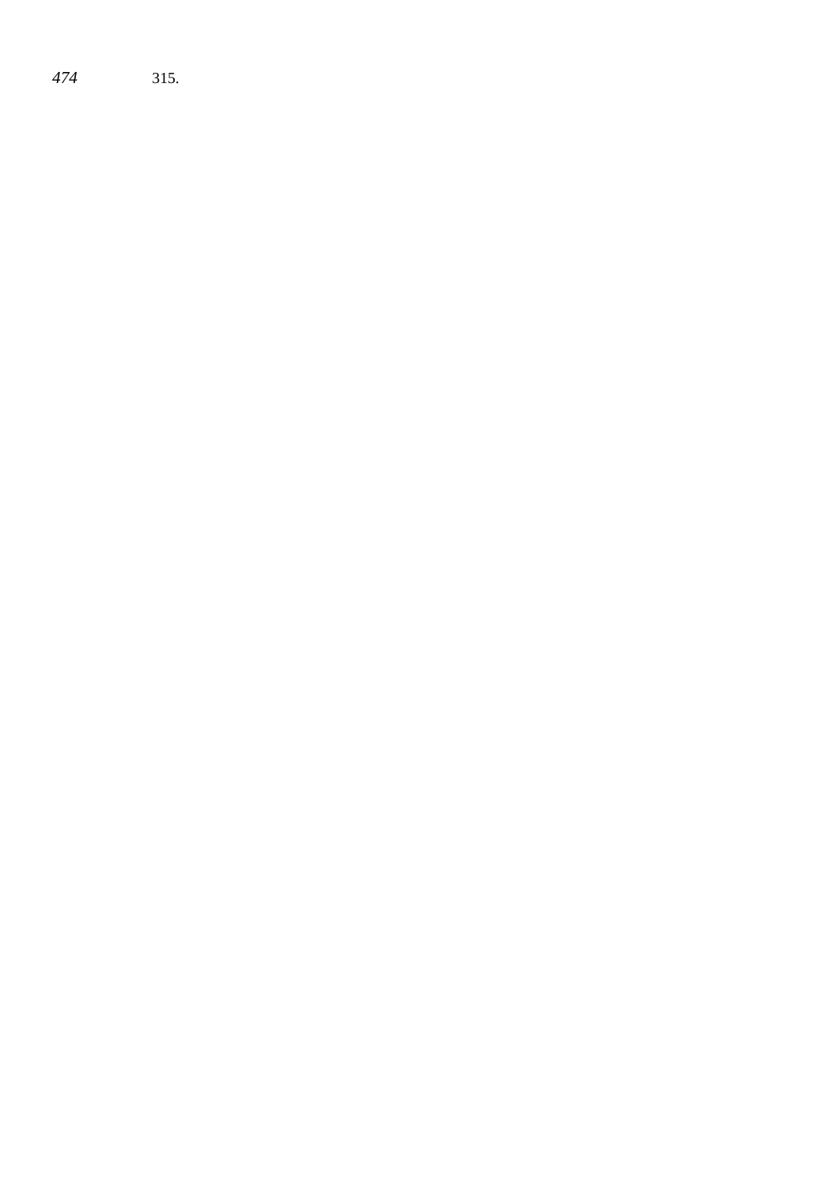315.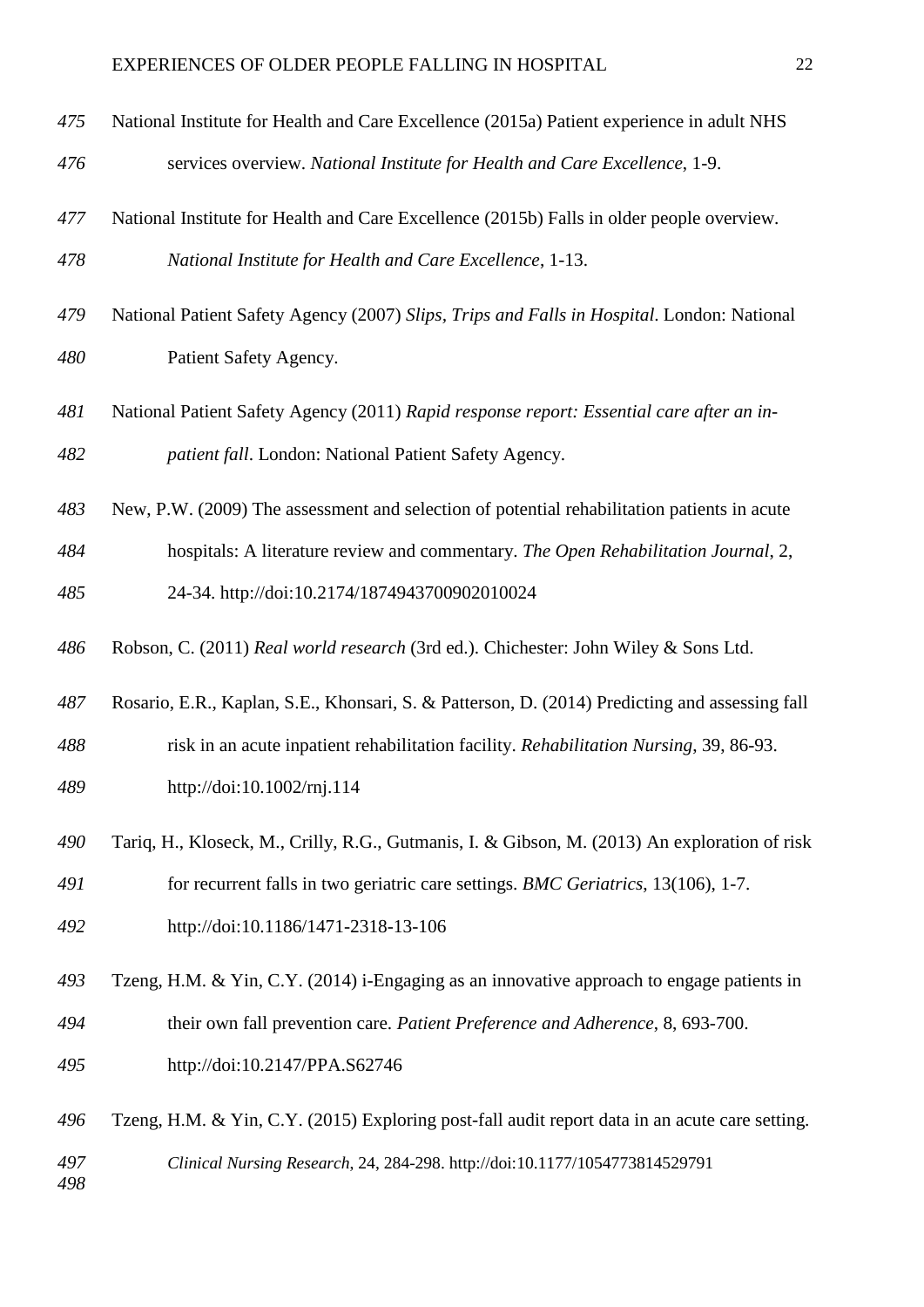National Institute for Health and Care Excellence (2015a) Patient experience in adult NHS services overview. *National Institute for Health and Care Excellence*, 1-9.

National Institute for Health and Care Excellence (2015b) Falls in older people overview. *National Institute for Health and Care Excellence*, 1-13.

National Patient Safety Agency (2007) *Slips, Trips and Falls in Hospital*. London: National Patient Safety Agency.

National Patient Safety Agency (2011) *Rapid response report: Essential care after an in-patient fall*. London: National Patient Safety Agency.

New, P.W. (2009) The assessment and selection of potential rehabilitation patients in acute hospitals: A literature review and commentary. *The Open Rehabilitation Journal*, 2, 24-34. http://doi:10.2174/1874943700902010024

Robson, C. (2011) *Real world research* (3rd ed.). Chichester: John Wiley & Sons Ltd.

Rosario, E.R., Kaplan, S.E., Khonsari, S. & Patterson, D. (2014) Predicting and assessing fall risk in an acute inpatient rehabilitation facility. *Rehabilitation Nursing*, 39, 86-93. http://doi:10.1002/rnj.114

Tariq, H., Kloseck, M., Crilly, R.G., Gutmanis, I. & Gibson, M. (2013) An exploration of risk for recurrent falls in two geriatric care settings. *BMC Geriatrics*, 13(106), 1-7. http://doi:10.1186/1471-2318-13-106

Tzeng, H.M. & Yin, C.Y. (2014) i-Engaging as an innovative approach to engage patients in their own fall prevention care. *Patient Preference and Adherence*, 8, 693-700. http://doi:10.2147/PPA.S62746

Tzeng, H.M. & Yin, C.Y. (2015) Exploring post-fall audit report data in an acute care setting. *Clinical Nursing Research*, 24, 284-298. http://doi:10.1177/1054773814529791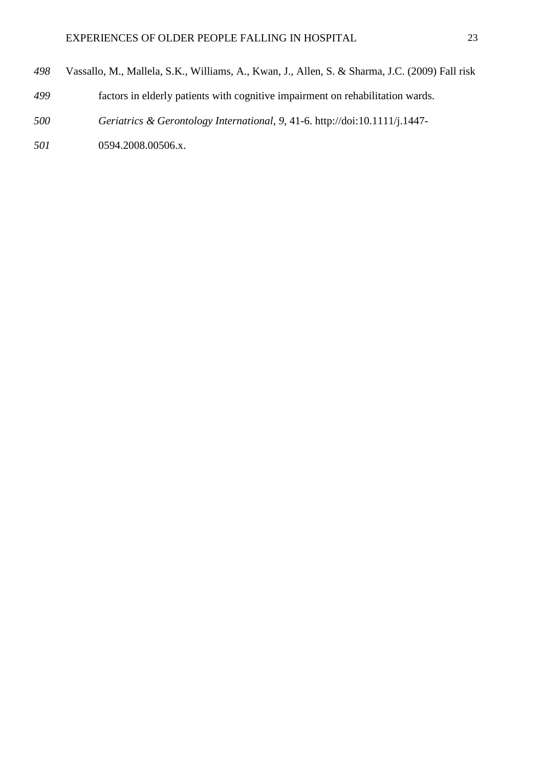Vassallo, M., Mallela, S.K., Williams, A., Kwan, J., Allen, S. & Sharma, J.C. (2009) Fall risk factors in elderly patients with cognitive impairment on rehabilitation wards. *Geriatrics & Gerontology International*, *9,* 41-6. http://doi:10.1111/j.1447-0594.2008.00506.x.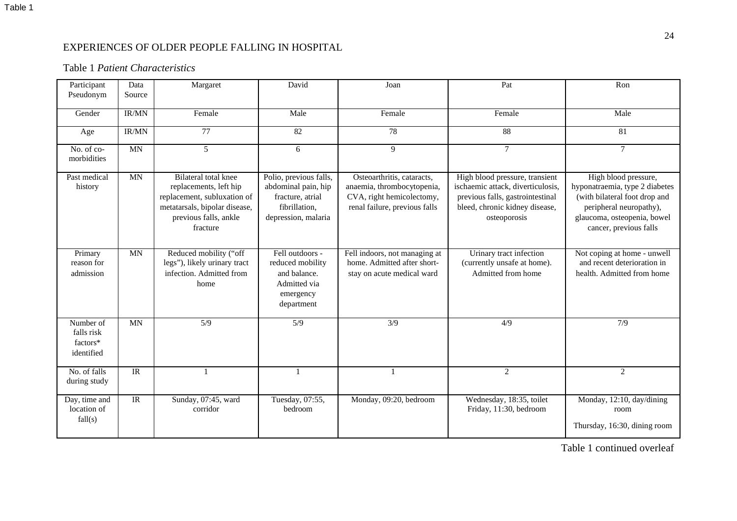Table 1

Table 1 *Patient Characteristics*

| Participant Pseudonym | Data Source | Margaret | David | Joan | Pat | Ron |
|---|---|---|---|---|---|---|
| Gender | IR/MN | Female | Male | Female | Female | Male |
| Age | IR/MN | 77 | 82 | 78 | 88 | 81 |
| No. of co-morbidities | MN | 5 | 6 | 9 | 7 | 7 |
| Past medical history | MN | Bilateral total knee replacements, left hip replacement, subluxation of metatarsals, bipolar disease, previous falls, ankle fracture | Polio, previous falls, abdominal pain, hip fracture, atrial fibrillation, depression, malaria | Osteoarthritis, cataracts, anaemia, thrombocytopenia, CVA, right hemicolectomy, renal failure, previous falls | High blood pressure, transient ischaemic attack, diverticulosis, previous falls, gastrointestinal bleed, chronic kidney disease, osteoporosis | High blood pressure, hyponatraemia, type 2 diabetes (with bilateral foot drop and peripheral neuropathy), glaucoma, osteopenia, bowel cancer, previous falls |
| Primary reason for admission | MN | Reduced mobility ("off legs"), likely urinary tract infection. Admitted from home | Fell outdoors - reduced mobility and balance. Admitted via emergency department | Fell indoors, not managing at home. Admitted after short-stay on acute medical ward | Urinary tract infection (currently unsafe at home). Admitted from home | Not coping at home - unwell and recent deterioration in health. Admitted from home |
| Number of falls risk factors* identified | MN | 5/9 | 5/9 | 3/9 | 4/9 | 7/9 |
| No. of falls during study | IR | 1 | 1 | 1 | 2 | 2 |
| Day, time and location of fall(s) | IR | Sunday, 07:45, ward corridor | Tuesday, 07:55, bedroom | Monday, 09:20, bedroom | Wednesday, 18:35, toilet<br>Friday, 11:30, bedroom | Monday, 12:10, day/dining room<br>Thursday, 16:30, dining room |

Table 1 continued overleaf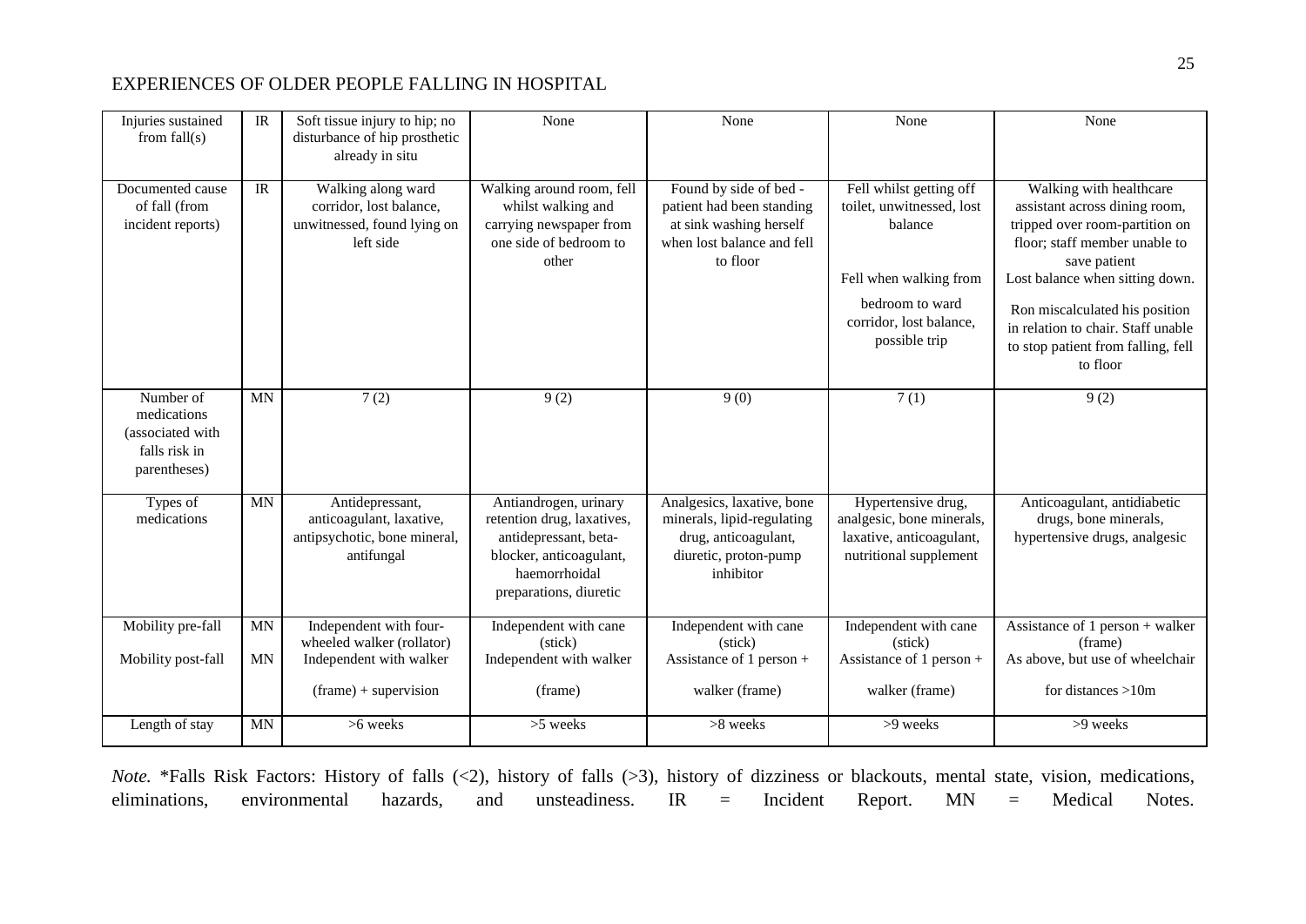| Injuries sustained from fall(s) | IR | Soft tissue injury to hip; no disturbance of hip prosthetic already in situ | None | None | None | None |
|---|---|---|---|---|---|---|
| Documented cause of fall (from incident reports) | IR | Walking along ward corridor, lost balance, unwitnessed, found lying on left side | Walking around room, fell whilst walking and carrying newspaper from one side of bedroom to other | Found by side of bed - patient had been standing at sink washing herself when lost balance and fell to floor | Fell whilst getting off toilet, unwitnessed, lost balance<br><br>Fell when walking from bedroom to ward corridor, lost balance, possible trip | Walking with healthcare assistant across dining room, tripped over room-partition on floor; staff member unable to save patient<br>Lost balance when sitting down.<br><br>Ron miscalculated his position in relation to chair. Staff unable to stop patient from falling, fell to floor |
| Number of medications (associated with falls risk in parentheses) | MN | 7 (2) | 9 (2) | 9 (0) | 7 (1) | 9 (2) |
| Types of medications | MN | Antidepressant, anticoagulant, laxative, antipsychotic, bone mineral, antifungal | Antiandrogen, urinary retention drug, laxatives, antidepressant, beta-blocker, anticoagulant, haemorrhoidal preparations, diuretic | Analgesics, laxative, bone minerals, lipid-regulating drug, anticoagulant, diuretic, proton-pump inhibitor | Hypertensive drug, analgesic, bone minerals, laxative, anticoagulant, nutritional supplement | Anticoagulant, antidiabetic drugs, bone minerals, hypertensive drugs, analgesic |
| Mobility pre-fall<br><br>Mobility post-fall | MN<br>MN | Independent with four-wheeled walker (rollator)<br>Independent with walker (frame) + supervision | Independent with cane (stick)<br>Independent with walker (frame) | Independent with cane (stick)<br>Assistance of 1 person + walker (frame) | Independent with cane (stick)<br>Assistance of 1 person + walker (frame) | Assistance of 1 person + walker (frame)<br>As above, but use of wheelchair for distances >10m |
| Length of stay | MN | >6 weeks | >5 weeks | >8 weeks | >9 weeks | >9 weeks |

*Note.* *Falls Risk Factors: History of falls (<2), history of falls (>3), history of dizziness or blackouts, mental state, vision, medications, eliminations, environmental hazards, and unsteadiness. IR = Incident Report. MN = Medical Notes.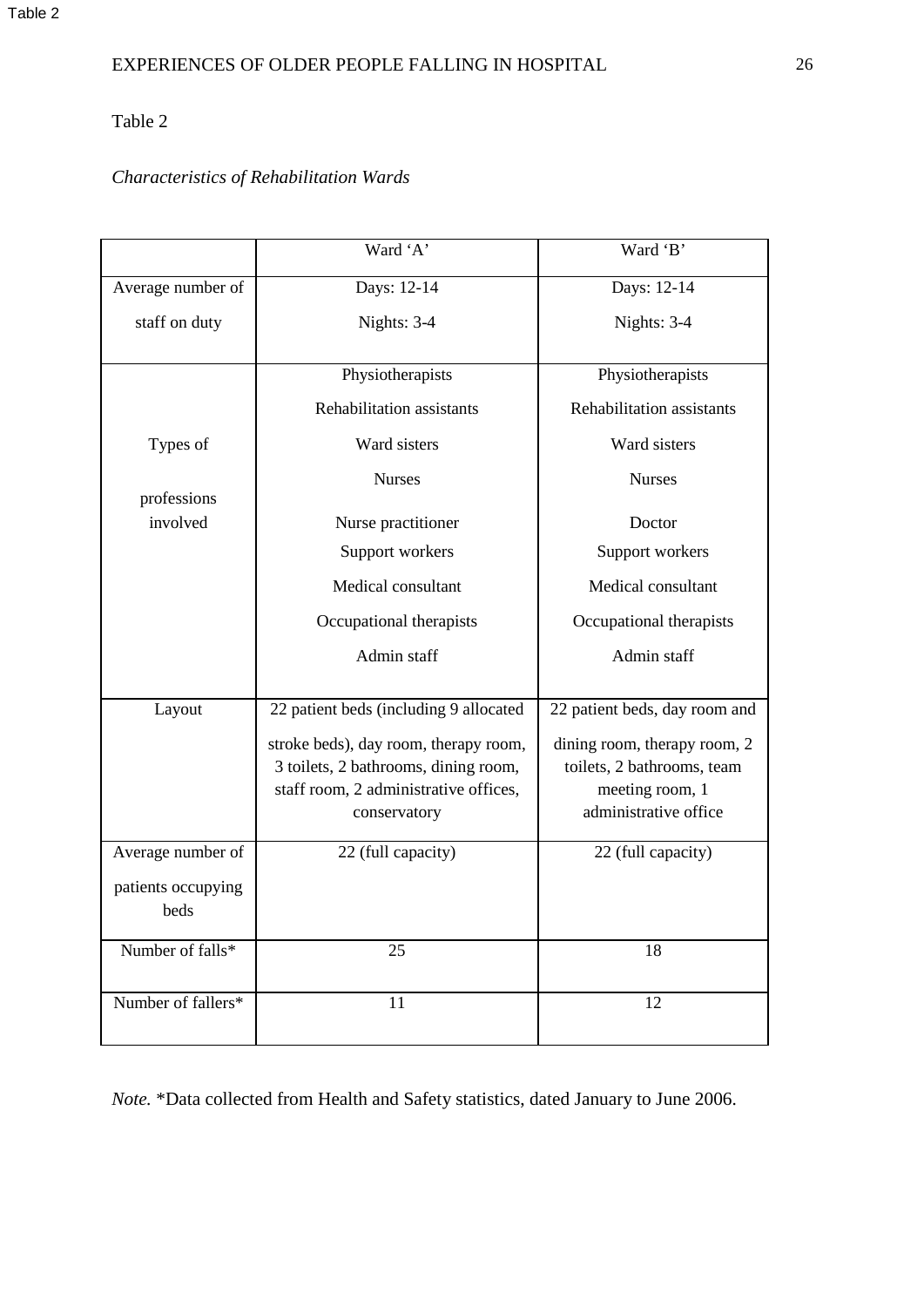Table 2

*Characteristics of Rehabilitation Wards*

| | Ward 'A' | Ward 'B' |
|---|---|---|
| Average number of staff on duty | Days: 12-14<br>Nights: 3-4 | Days: 12-14<br>Nights: 3-4 |
| Types of professions involved | Physiotherapists<br>Rehabilitation assistants<br>Ward sisters<br>Nurses<br>Nurse practitioner<br>Support workers<br>Medical consultant<br>Occupational therapists<br>Admin staff | Physiotherapists<br>Rehabilitation assistants<br>Ward sisters<br>Nurses<br>Doctor<br>Support workers<br>Medical consultant<br>Occupational therapists<br>Admin staff |
| Layout | 22 patient beds (including 9 allocated stroke beds), day room, therapy room, 3 toilets, 2 bathrooms, dining room, staff room, 2 administrative offices, conservatory | 22 patient beds, day room and dining room, therapy room, 2 toilets, 2 bathrooms, team meeting room, 1 administrative office |
| Average number of patients occupying beds | 22 (full capacity) | 22 (full capacity) |
| Number of falls* | 25 | 18 |
| Number of fallers* | 11 | 12 |

*Note.* *Data collected from Health and Safety statistics, dated January to June 2006.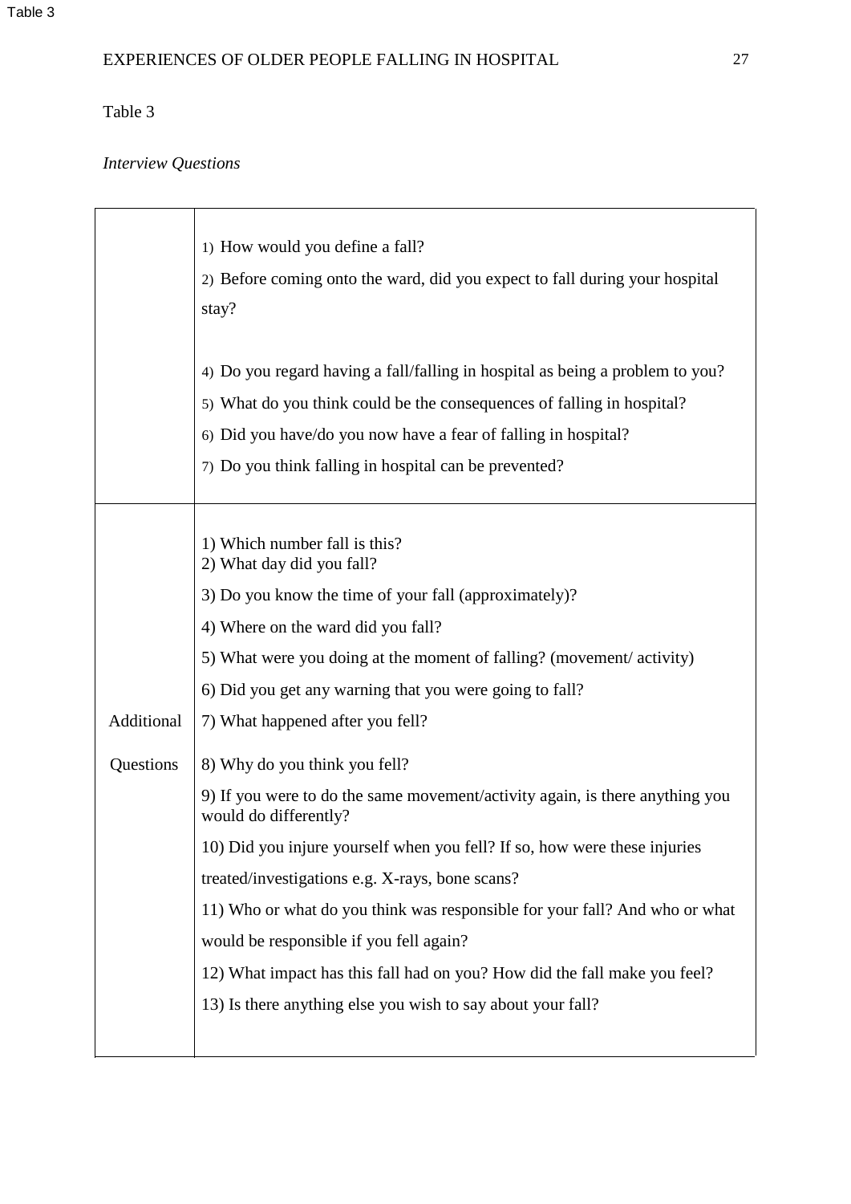Table 3

*Interview Questions*

| | |
|---|---|
| | 1) How would you define a fall?<br>2) Before coming onto the ward, did you expect to fall during your hospital stay?<br><br>4) Do you regard having a fall/falling in hospital as being a problem to you?<br>5) What do you think could be the consequences of falling in hospital?<br>6) Did you have/do you now have a fear of falling in hospital?<br>7) Do you think falling in hospital can be prevented? |
| Additional Questions | 1) Which number fall is this?<br>2) What day did you fall?<br>3) Do you know the time of your fall (approximately)?<br>4) Where on the ward did you fall?<br>5) What were you doing at the moment of falling? (movement/ activity)<br>6) Did you get any warning that you were going to fall?<br>7) What happened after you fell?<br>8) Why do you think you fell?<br>9) If you were to do the same movement/activity again, is there anything you would do differently?<br>10) Did you injure yourself when you fell? If so, how were these injuries treated/investigations e.g. X-rays, bone scans?<br>11) Who or what do you think was responsible for your fall? And who or what would be responsible if you fell again?<br>12) What impact has this fall had on you? How did the fall make you feel?<br>13) Is there anything else you wish to say about your fall? |